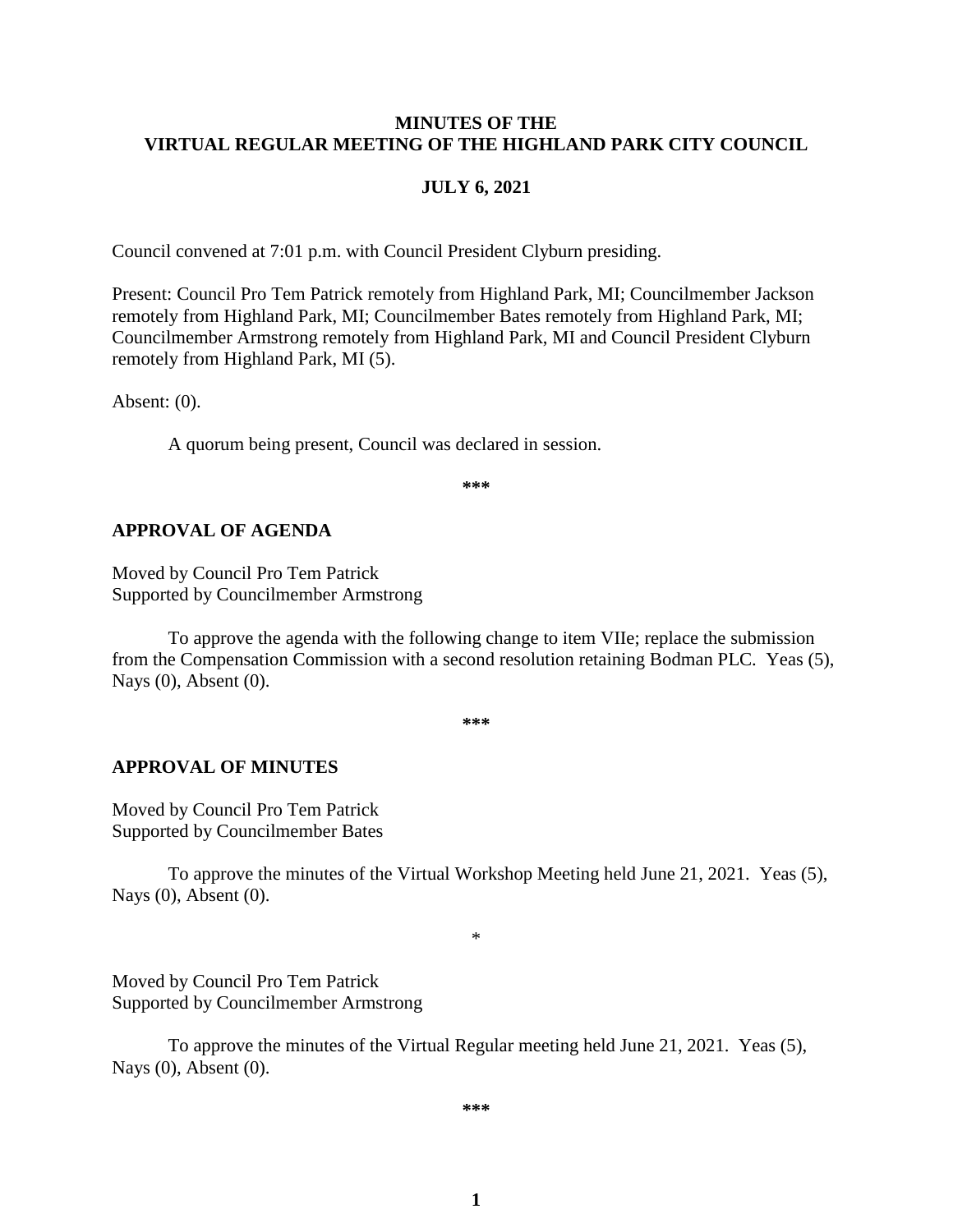# MINUTES OF THE VIRTUAL REGULAR MEETING OF THE HIGHLAND PARK CITY COUNCIL

## JULY 6, 2021

Council convened at 7:01 p.m. with Council President Clyburn presiding.

Present: Council Pro Tem Patrick remotely from Highland Park, MI; Councilmember Jackson remotely from Highland Park, MI; Councilmember Bates remotely from Highland Park, MI; Councilmember Armstrong remotely from Highland Park, MI and Council President Clyburn remotely from Highland Park, MI (5).

Absent: (0).

A quorum being present, Council was declared in session.

***

## APPROVAL OF AGENDA

Moved by Council Pro Tem Patrick
Supported by Councilmember Armstrong

To approve the agenda with the following change to item VIIe; replace the submission from the Compensation Commission with a second resolution retaining Bodman PLC. Yeas (5), Nays (0), Absent (0).

***

## APPROVAL OF MINUTES

Moved by Council Pro Tem Patrick
Supported by Councilmember Bates

To approve the minutes of the Virtual Workshop Meeting held June 21, 2021. Yeas (5), Nays (0), Absent (0).

*

Moved by Council Pro Tem Patrick
Supported by Councilmember Armstrong

To approve the minutes of the Virtual Regular meeting held June 21, 2021. Yeas (5), Nays (0), Absent (0).

***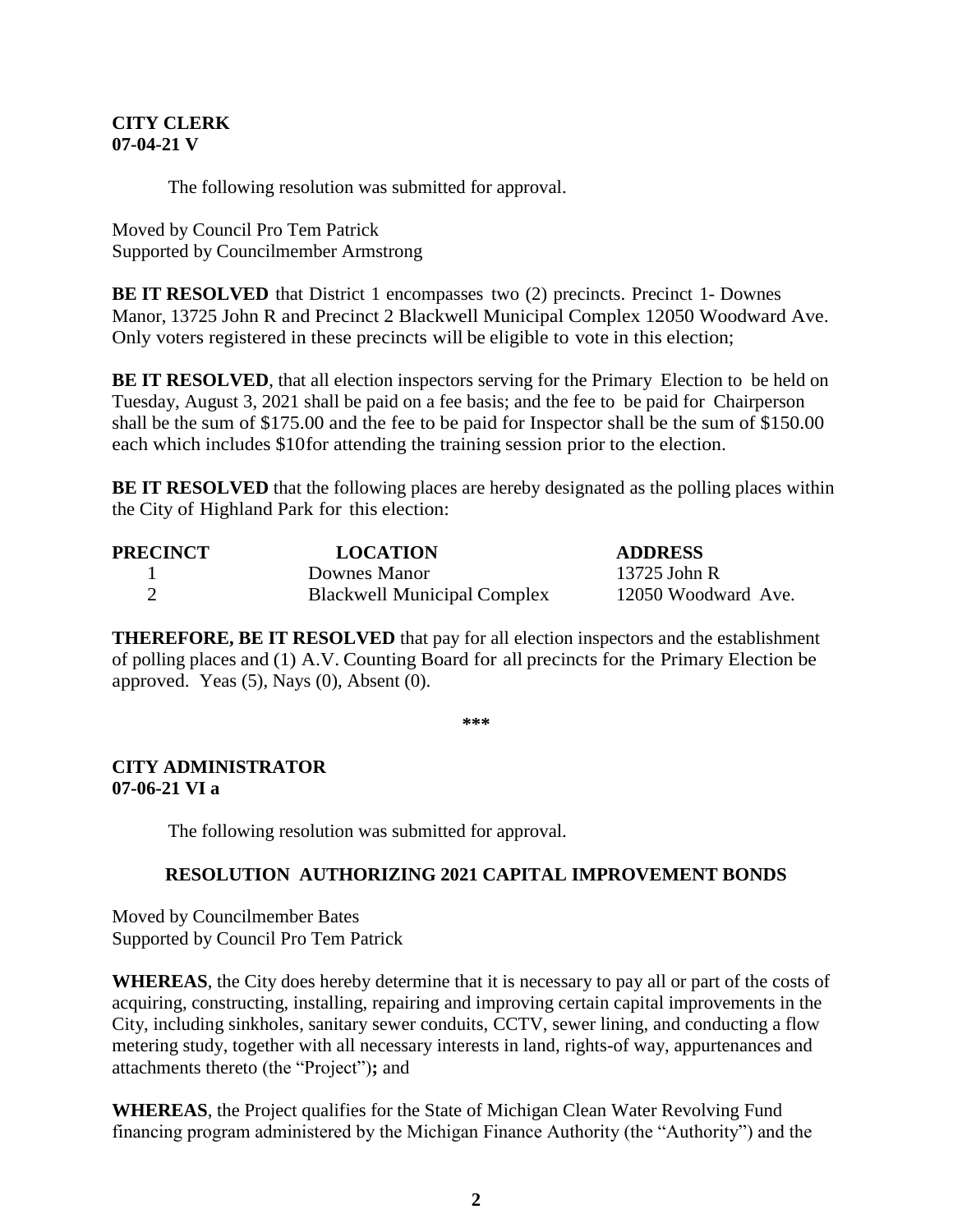**CITY CLERK**
**07-04-21 V**

The following resolution was submitted for approval.

Moved by Council Pro Tem Patrick
Supported by Councilmember Armstrong

**BE IT RESOLVED** that District 1 encompasses two (2) precincts. Precinct 1- Downes Manor, 13725 John R and Precinct 2 Blackwell Municipal Complex 12050 Woodward Ave. Only voters registered in these precincts will be eligible to vote in this election;

**BE IT RESOLVED**, that all election inspectors serving for the Primary Election to be held on Tuesday, August 3, 2021 shall be paid on a fee basis; and the fee to be paid for Chairperson shall be the sum of $175.00 and the fee to be paid for Inspector shall be the sum of $150.00 each which includes $10for attending the training session prior to the election.

**BE IT RESOLVED** that the following places are hereby designated as the polling places within the City of Highland Park for this election:

| PRECINCT | LOCATION | ADDRESS |
|---|---|---|
| 1 | Downes Manor | 13725 John R |
| 2 | Blackwell Municipal Complex | 12050 Woodward Ave. |

**THEREFORE, BE IT RESOLVED** that pay for all election inspectors and the establishment of polling places and (1) A.V. Counting Board for all precincts for the Primary Election be approved. Yeas (5), Nays (0), Absent (0).

***

**CITY ADMINISTRATOR**
**07-06-21 VI a**

The following resolution was submitted for approval.

**RESOLUTION AUTHORIZING 2021 CAPITAL IMPROVEMENT BONDS**

Moved by Councilmember Bates
Supported by Council Pro Tem Patrick

**WHEREAS**, the City does hereby determine that it is necessary to pay all or part of the costs of acquiring, constructing, installing, repairing and improving certain capital improvements in the City, including sinkholes, sanitary sewer conduits, CCTV, sewer lining, and conducting a flow metering study, together with all necessary interests in land, rights-of way, appurtenances and attachments thereto (the "Project")**;** and

**WHEREAS**, the Project qualifies for the State of Michigan Clean Water Revolving Fund financing program administered by the Michigan Finance Authority (the "Authority") and the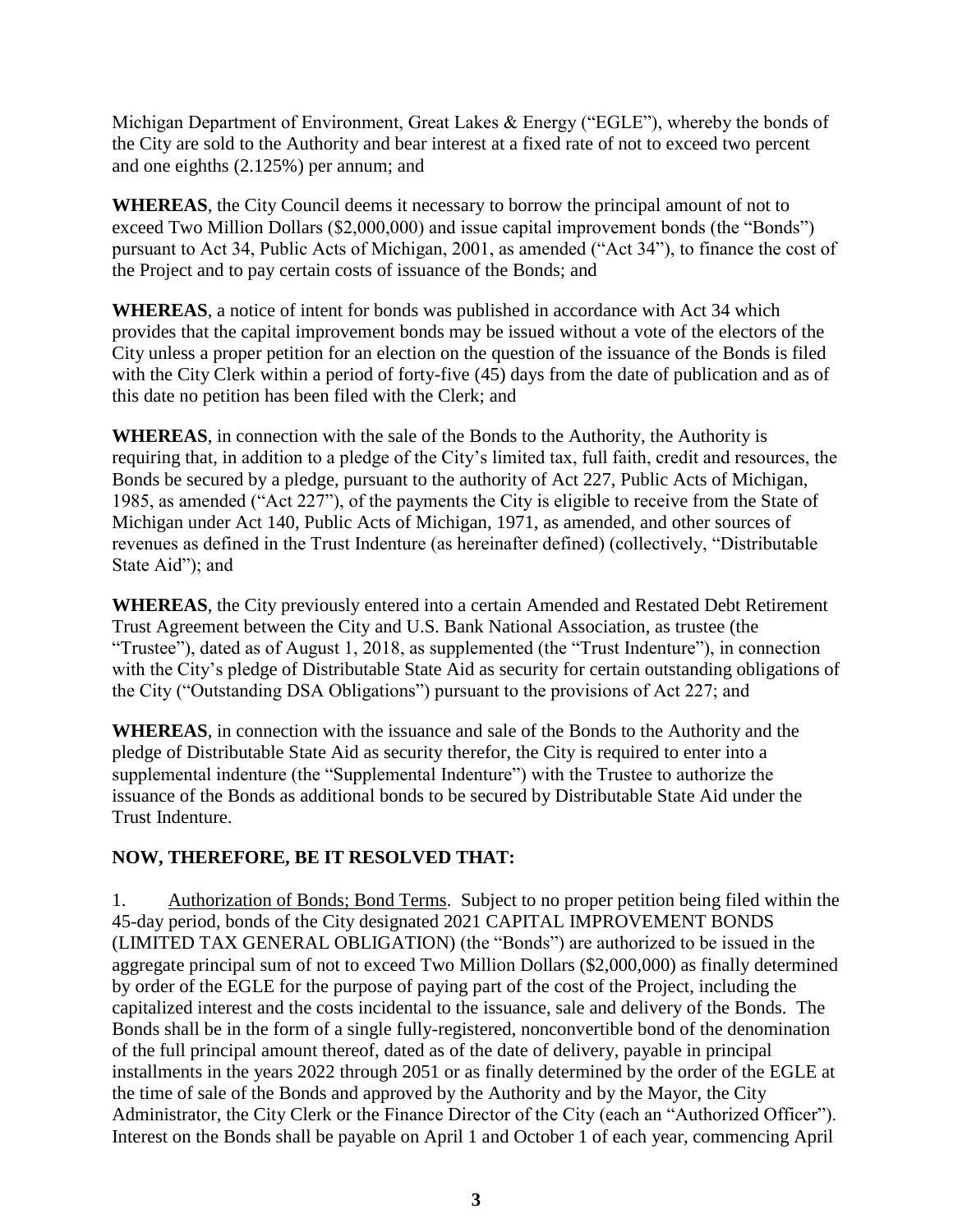Michigan Department of Environment, Great Lakes & Energy ("EGLE"), whereby the bonds of the City are sold to the Authority and bear interest at a fixed rate of not to exceed two percent and one eighths (2.125%) per annum; and

**WHEREAS**, the City Council deems it necessary to borrow the principal amount of not to exceed Two Million Dollars ($2,000,000) and issue capital improvement bonds (the "Bonds") pursuant to Act 34, Public Acts of Michigan, 2001, as amended ("Act 34"), to finance the cost of the Project and to pay certain costs of issuance of the Bonds; and

**WHEREAS**, a notice of intent for bonds was published in accordance with Act 34 which provides that the capital improvement bonds may be issued without a vote of the electors of the City unless a proper petition for an election on the question of the issuance of the Bonds is filed with the City Clerk within a period of forty-five (45) days from the date of publication and as of this date no petition has been filed with the Clerk; and

**WHEREAS**, in connection with the sale of the Bonds to the Authority, the Authority is requiring that, in addition to a pledge of the City's limited tax, full faith, credit and resources, the Bonds be secured by a pledge, pursuant to the authority of Act 227, Public Acts of Michigan, 1985, as amended ("Act 227"), of the payments the City is eligible to receive from the State of Michigan under Act 140, Public Acts of Michigan, 1971, as amended, and other sources of revenues as defined in the Trust Indenture (as hereinafter defined) (collectively, "Distributable State Aid"); and

**WHEREAS**, the City previously entered into a certain Amended and Restated Debt Retirement Trust Agreement between the City and U.S. Bank National Association, as trustee (the "Trustee"), dated as of August 1, 2018, as supplemented (the "Trust Indenture"), in connection with the City's pledge of Distributable State Aid as security for certain outstanding obligations of the City ("Outstanding DSA Obligations") pursuant to the provisions of Act 227; and

**WHEREAS**, in connection with the issuance and sale of the Bonds to the Authority and the pledge of Distributable State Aid as security therefor, the City is required to enter into a supplemental indenture (the "Supplemental Indenture") with the Trustee to authorize the issuance of the Bonds as additional bonds to be secured by Distributable State Aid under the Trust Indenture.

**NOW, THEREFORE, BE IT RESOLVED THAT:**

1. Authorization of Bonds; Bond Terms. Subject to no proper petition being filed within the 45-day period, bonds of the City designated 2021 CAPITAL IMPROVEMENT BONDS (LIMITED TAX GENERAL OBLIGATION) (the "Bonds") are authorized to be issued in the aggregate principal sum of not to exceed Two Million Dollars ($2,000,000) as finally determined by order of the EGLE for the purpose of paying part of the cost of the Project, including the capitalized interest and the costs incidental to the issuance, sale and delivery of the Bonds. The Bonds shall be in the form of a single fully-registered, nonconvertible bond of the denomination of the full principal amount thereof, dated as of the date of delivery, payable in principal installments in the years 2022 through 2051 or as finally determined by the order of the EGLE at the time of sale of the Bonds and approved by the Authority and by the Mayor, the City Administrator, the City Clerk or the Finance Director of the City (each an "Authorized Officer"). Interest on the Bonds shall be payable on April 1 and October 1 of each year, commencing April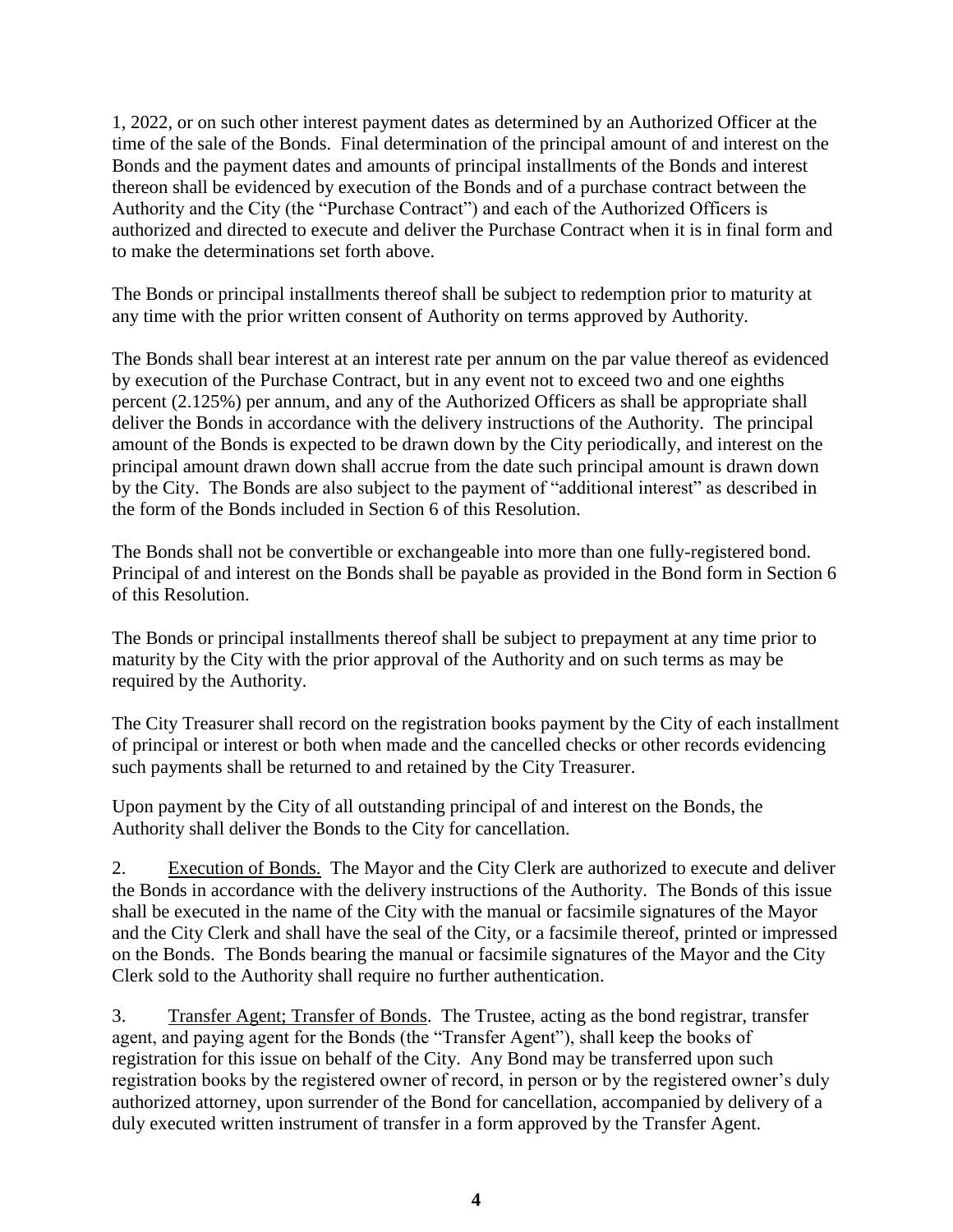1, 2022, or on such other interest payment dates as determined by an Authorized Officer at the time of the sale of the Bonds. Final determination of the principal amount of and interest on the Bonds and the payment dates and amounts of principal installments of the Bonds and interest thereon shall be evidenced by execution of the Bonds and of a purchase contract between the Authority and the City (the "Purchase Contract") and each of the Authorized Officers is authorized and directed to execute and deliver the Purchase Contract when it is in final form and to make the determinations set forth above.

The Bonds or principal installments thereof shall be subject to redemption prior to maturity at any time with the prior written consent of Authority on terms approved by Authority.

The Bonds shall bear interest at an interest rate per annum on the par value thereof as evidenced by execution of the Purchase Contract, but in any event not to exceed two and one eighths percent (2.125%) per annum, and any of the Authorized Officers as shall be appropriate shall deliver the Bonds in accordance with the delivery instructions of the Authority. The principal amount of the Bonds is expected to be drawn down by the City periodically, and interest on the principal amount drawn down shall accrue from the date such principal amount is drawn down by the City. The Bonds are also subject to the payment of "additional interest" as described in the form of the Bonds included in Section 6 of this Resolution.

The Bonds shall not be convertible or exchangeable into more than one fully-registered bond. Principal of and interest on the Bonds shall be payable as provided in the Bond form in Section 6 of this Resolution.

The Bonds or principal installments thereof shall be subject to prepayment at any time prior to maturity by the City with the prior approval of the Authority and on such terms as may be required by the Authority.

The City Treasurer shall record on the registration books payment by the City of each installment of principal or interest or both when made and the cancelled checks or other records evidencing such payments shall be returned to and retained by the City Treasurer.

Upon payment by the City of all outstanding principal of and interest on the Bonds, the Authority shall deliver the Bonds to the City for cancellation.

2. Execution of Bonds. The Mayor and the City Clerk are authorized to execute and deliver the Bonds in accordance with the delivery instructions of the Authority. The Bonds of this issue shall be executed in the name of the City with the manual or facsimile signatures of the Mayor and the City Clerk and shall have the seal of the City, or a facsimile thereof, printed or impressed on the Bonds. The Bonds bearing the manual or facsimile signatures of the Mayor and the City Clerk sold to the Authority shall require no further authentication.

3. Transfer Agent; Transfer of Bonds. The Trustee, acting as the bond registrar, transfer agent, and paying agent for the Bonds (the "Transfer Agent"), shall keep the books of registration for this issue on behalf of the City. Any Bond may be transferred upon such registration books by the registered owner of record, in person or by the registered owner's duly authorized attorney, upon surrender of the Bond for cancellation, accompanied by delivery of a duly executed written instrument of transfer in a form approved by the Transfer Agent.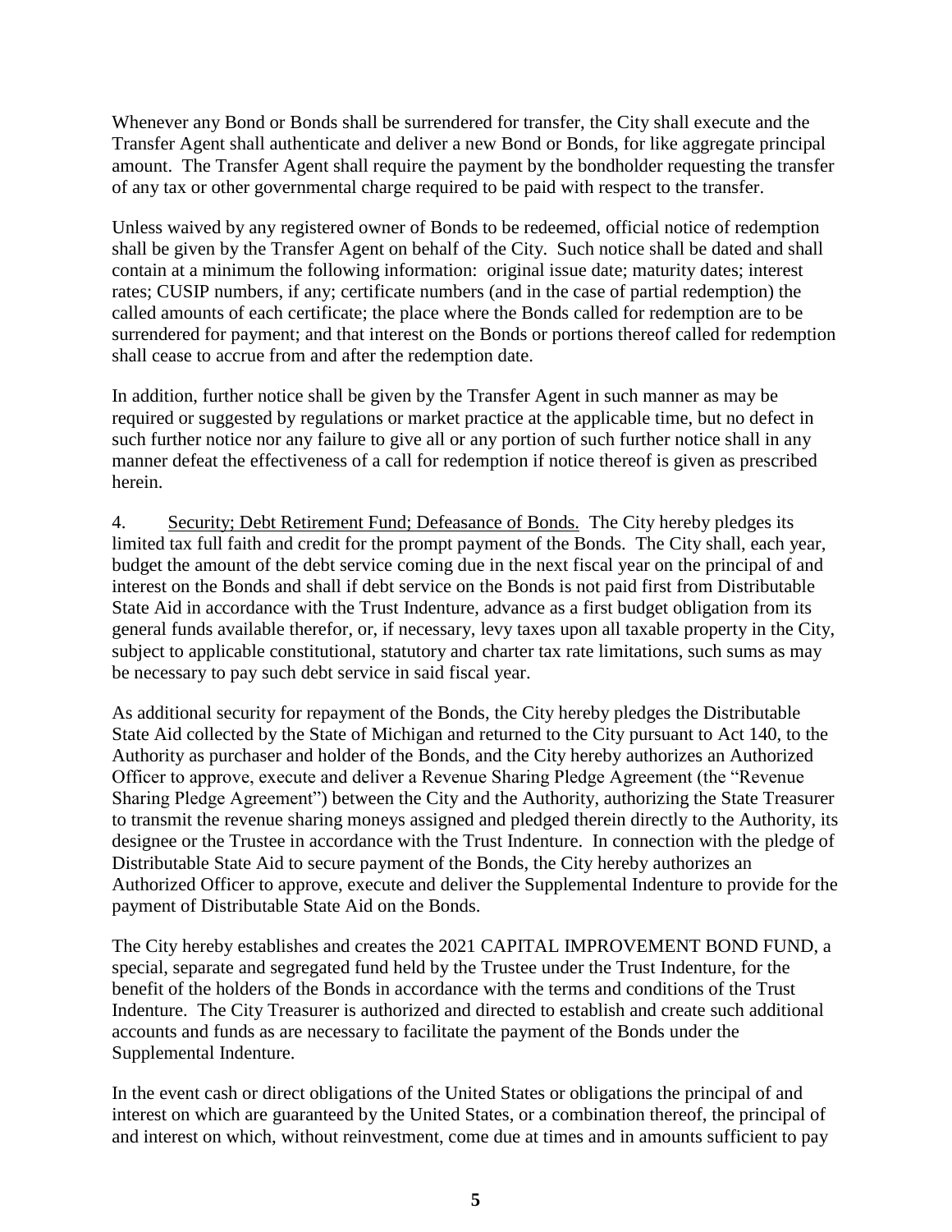Whenever any Bond or Bonds shall be surrendered for transfer, the City shall execute and the Transfer Agent shall authenticate and deliver a new Bond or Bonds, for like aggregate principal amount. The Transfer Agent shall require the payment by the bondholder requesting the transfer of any tax or other governmental charge required to be paid with respect to the transfer.

Unless waived by any registered owner of Bonds to be redeemed, official notice of redemption shall be given by the Transfer Agent on behalf of the City. Such notice shall be dated and shall contain at a minimum the following information: original issue date; maturity dates; interest rates; CUSIP numbers, if any; certificate numbers (and in the case of partial redemption) the called amounts of each certificate; the place where the Bonds called for redemption are to be surrendered for payment; and that interest on the Bonds or portions thereof called for redemption shall cease to accrue from and after the redemption date.

In addition, further notice shall be given by the Transfer Agent in such manner as may be required or suggested by regulations or market practice at the applicable time, but no defect in such further notice nor any failure to give all or any portion of such further notice shall in any manner defeat the effectiveness of a call for redemption if notice thereof is given as prescribed herein.

4. Security; Debt Retirement Fund; Defeasance of Bonds. The City hereby pledges its limited tax full faith and credit for the prompt payment of the Bonds. The City shall, each year, budget the amount of the debt service coming due in the next fiscal year on the principal of and interest on the Bonds and shall if debt service on the Bonds is not paid first from Distributable State Aid in accordance with the Trust Indenture, advance as a first budget obligation from its general funds available therefor, or, if necessary, levy taxes upon all taxable property in the City, subject to applicable constitutional, statutory and charter tax rate limitations, such sums as may be necessary to pay such debt service in said fiscal year.

As additional security for repayment of the Bonds, the City hereby pledges the Distributable State Aid collected by the State of Michigan and returned to the City pursuant to Act 140, to the Authority as purchaser and holder of the Bonds, and the City hereby authorizes an Authorized Officer to approve, execute and deliver a Revenue Sharing Pledge Agreement (the "Revenue Sharing Pledge Agreement") between the City and the Authority, authorizing the State Treasurer to transmit the revenue sharing moneys assigned and pledged therein directly to the Authority, its designee or the Trustee in accordance with the Trust Indenture. In connection with the pledge of Distributable State Aid to secure payment of the Bonds, the City hereby authorizes an Authorized Officer to approve, execute and deliver the Supplemental Indenture to provide for the payment of Distributable State Aid on the Bonds.

The City hereby establishes and creates the 2021 CAPITAL IMPROVEMENT BOND FUND, a special, separate and segregated fund held by the Trustee under the Trust Indenture, for the benefit of the holders of the Bonds in accordance with the terms and conditions of the Trust Indenture. The City Treasurer is authorized and directed to establish and create such additional accounts and funds as are necessary to facilitate the payment of the Bonds under the Supplemental Indenture.

In the event cash or direct obligations of the United States or obligations the principal of and interest on which are guaranteed by the United States, or a combination thereof, the principal of and interest on which, without reinvestment, come due at times and in amounts sufficient to pay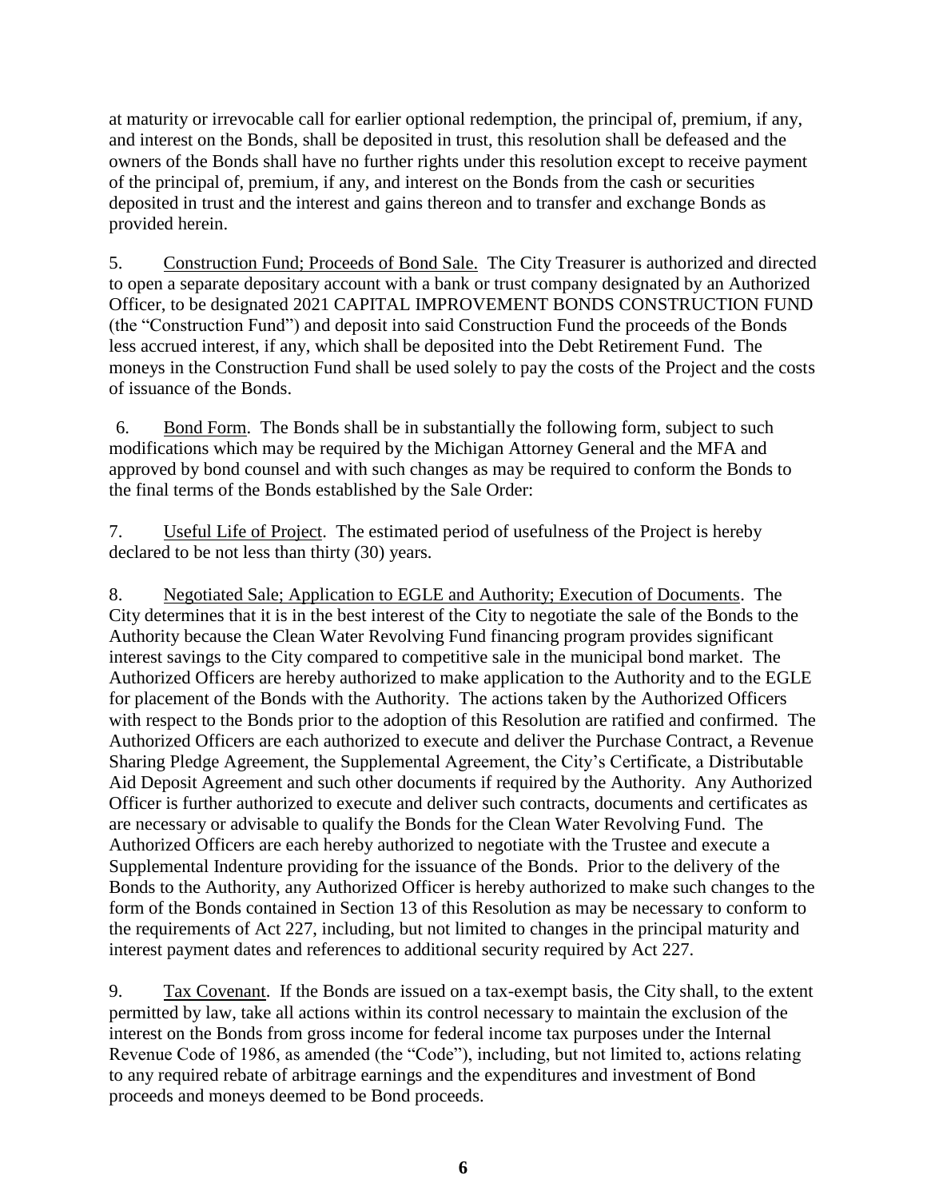at maturity or irrevocable call for earlier optional redemption, the principal of, premium, if any, and interest on the Bonds, shall be deposited in trust, this resolution shall be defeased and the owners of the Bonds shall have no further rights under this resolution except to receive payment of the principal of, premium, if any, and interest on the Bonds from the cash or securities deposited in trust and the interest and gains thereon and to transfer and exchange Bonds as provided herein.

5. Construction Fund; Proceeds of Bond Sale. The City Treasurer is authorized and directed to open a separate depositary account with a bank or trust company designated by an Authorized Officer, to be designated 2021 CAPITAL IMPROVEMENT BONDS CONSTRUCTION FUND (the "Construction Fund") and deposit into said Construction Fund the proceeds of the Bonds less accrued interest, if any, which shall be deposited into the Debt Retirement Fund. The moneys in the Construction Fund shall be used solely to pay the costs of the Project and the costs of issuance of the Bonds.

6. Bond Form. The Bonds shall be in substantially the following form, subject to such modifications which may be required by the Michigan Attorney General and the MFA and approved by bond counsel and with such changes as may be required to conform the Bonds to the final terms of the Bonds established by the Sale Order:

7. Useful Life of Project. The estimated period of usefulness of the Project is hereby declared to be not less than thirty (30) years.

8. Negotiated Sale; Application to EGLE and Authority; Execution of Documents. The City determines that it is in the best interest of the City to negotiate the sale of the Bonds to the Authority because the Clean Water Revolving Fund financing program provides significant interest savings to the City compared to competitive sale in the municipal bond market. The Authorized Officers are hereby authorized to make application to the Authority and to the EGLE for placement of the Bonds with the Authority. The actions taken by the Authorized Officers with respect to the Bonds prior to the adoption of this Resolution are ratified and confirmed. The Authorized Officers are each authorized to execute and deliver the Purchase Contract, a Revenue Sharing Pledge Agreement, the Supplemental Agreement, the City's Certificate, a Distributable Aid Deposit Agreement and such other documents if required by the Authority. Any Authorized Officer is further authorized to execute and deliver such contracts, documents and certificates as are necessary or advisable to qualify the Bonds for the Clean Water Revolving Fund. The Authorized Officers are each hereby authorized to negotiate with the Trustee and execute a Supplemental Indenture providing for the issuance of the Bonds. Prior to the delivery of the Bonds to the Authority, any Authorized Officer is hereby authorized to make such changes to the form of the Bonds contained in Section 13 of this Resolution as may be necessary to conform to the requirements of Act 227, including, but not limited to changes in the principal maturity and interest payment dates and references to additional security required by Act 227.

9. Tax Covenant. If the Bonds are issued on a tax-exempt basis, the City shall, to the extent permitted by law, take all actions within its control necessary to maintain the exclusion of the interest on the Bonds from gross income for federal income tax purposes under the Internal Revenue Code of 1986, as amended (the "Code"), including, but not limited to, actions relating to any required rebate of arbitrage earnings and the expenditures and investment of Bond proceeds and moneys deemed to be Bond proceeds.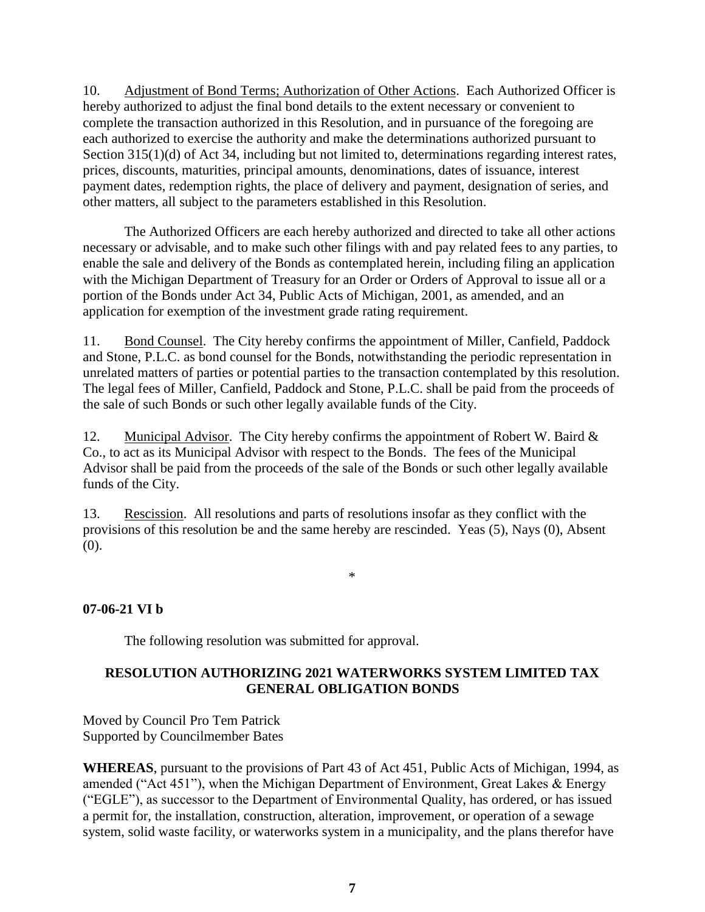10. Adjustment of Bond Terms; Authorization of Other Actions. Each Authorized Officer is hereby authorized to adjust the final bond details to the extent necessary or convenient to complete the transaction authorized in this Resolution, and in pursuance of the foregoing are each authorized to exercise the authority and make the determinations authorized pursuant to Section 315(1)(d) of Act 34, including but not limited to, determinations regarding interest rates, prices, discounts, maturities, principal amounts, denominations, dates of issuance, interest payment dates, redemption rights, the place of delivery and payment, designation of series, and other matters, all subject to the parameters established in this Resolution.

The Authorized Officers are each hereby authorized and directed to take all other actions necessary or advisable, and to make such other filings with and pay related fees to any parties, to enable the sale and delivery of the Bonds as contemplated herein, including filing an application with the Michigan Department of Treasury for an Order or Orders of Approval to issue all or a portion of the Bonds under Act 34, Public Acts of Michigan, 2001, as amended, and an application for exemption of the investment grade rating requirement.

11. Bond Counsel. The City hereby confirms the appointment of Miller, Canfield, Paddock and Stone, P.L.C. as bond counsel for the Bonds, notwithstanding the periodic representation in unrelated matters of parties or potential parties to the transaction contemplated by this resolution. The legal fees of Miller, Canfield, Paddock and Stone, P.L.C. shall be paid from the proceeds of the sale of such Bonds or such other legally available funds of the City.

12. Municipal Advisor. The City hereby confirms the appointment of Robert W. Baird & Co., to act as its Municipal Advisor with respect to the Bonds. The fees of the Municipal Advisor shall be paid from the proceeds of the sale of the Bonds or such other legally available funds of the City.

13. Rescission. All resolutions and parts of resolutions insofar as they conflict with the provisions of this resolution be and the same hereby are rescinded. Yeas (5), Nays (0), Absent (0).

*

**07-06-21 VI b**

The following resolution was submitted for approval.

**RESOLUTION AUTHORIZING 2021 WATERWORKS SYSTEM LIMITED TAX GENERAL OBLIGATION BONDS**

Moved by Council Pro Tem Patrick
Supported by Councilmember Bates

**WHEREAS**, pursuant to the provisions of Part 43 of Act 451, Public Acts of Michigan, 1994, as amended ("Act 451"), when the Michigan Department of Environment, Great Lakes & Energy ("EGLE"), as successor to the Department of Environmental Quality, has ordered, or has issued a permit for, the installation, construction, alteration, improvement, or operation of a sewage system, solid waste facility, or waterworks system in a municipality, and the plans therefor have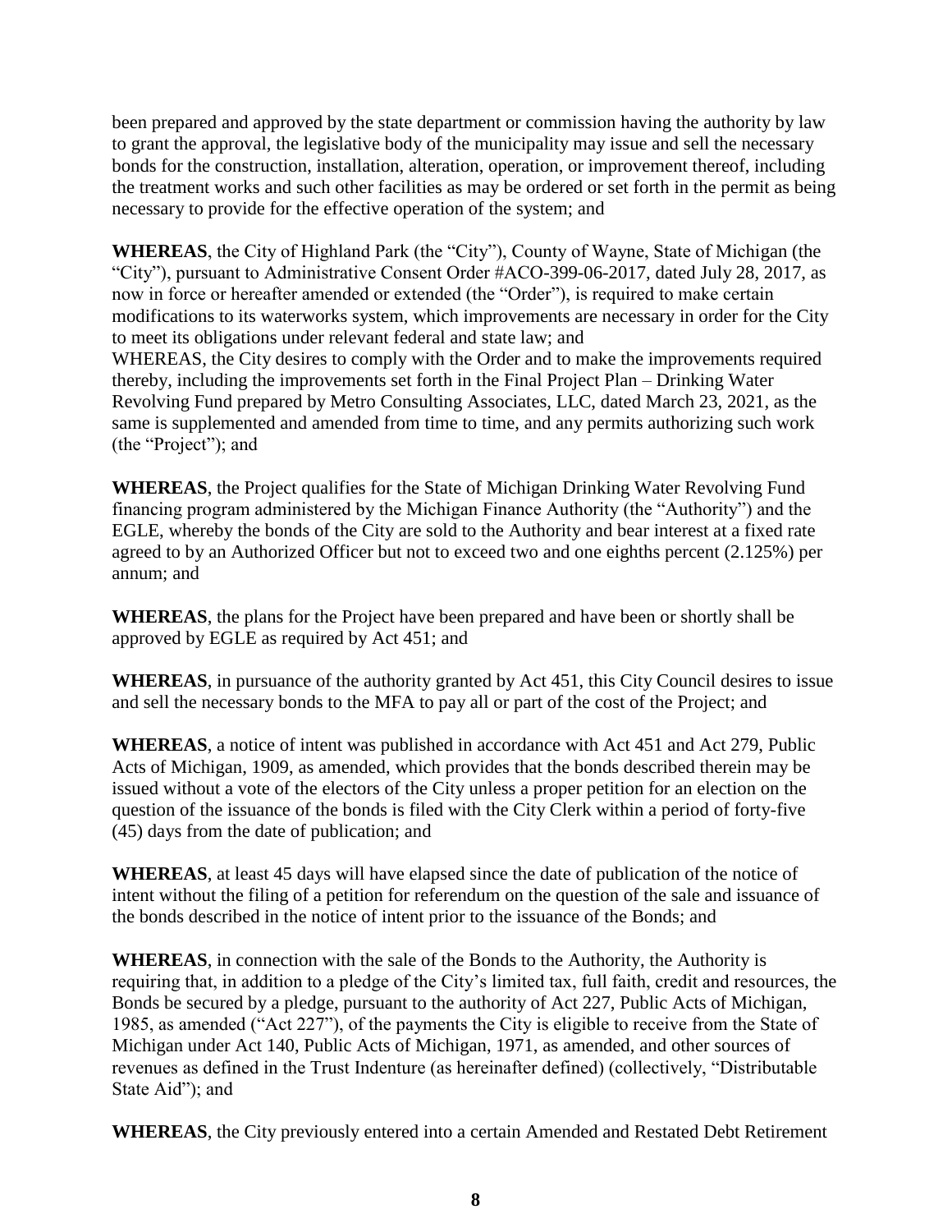been prepared and approved by the state department or commission having the authority by law to grant the approval, the legislative body of the municipality may issue and sell the necessary bonds for the construction, installation, alteration, operation, or improvement thereof, including the treatment works and such other facilities as may be ordered or set forth in the permit as being necessary to provide for the effective operation of the system; and

**WHEREAS**, the City of Highland Park (the "City"), County of Wayne, State of Michigan (the "City"), pursuant to Administrative Consent Order #ACO-399-06-2017, dated July 28, 2017, as now in force or hereafter amended or extended (the "Order"), is required to make certain modifications to its waterworks system, which improvements are necessary in order for the City to meet its obligations under relevant federal and state law; and
WHEREAS, the City desires to comply with the Order and to make the improvements required thereby, including the improvements set forth in the Final Project Plan – Drinking Water Revolving Fund prepared by Metro Consulting Associates, LLC, dated March 23, 2021, as the same is supplemented and amended from time to time, and any permits authorizing such work (the "Project"); and

**WHEREAS**, the Project qualifies for the State of Michigan Drinking Water Revolving Fund financing program administered by the Michigan Finance Authority (the "Authority") and the EGLE, whereby the bonds of the City are sold to the Authority and bear interest at a fixed rate agreed to by an Authorized Officer but not to exceed two and one eighths percent (2.125%) per annum; and

**WHEREAS**, the plans for the Project have been prepared and have been or shortly shall be approved by EGLE as required by Act 451; and

**WHEREAS**, in pursuance of the authority granted by Act 451, this City Council desires to issue and sell the necessary bonds to the MFA to pay all or part of the cost of the Project; and

**WHEREAS**, a notice of intent was published in accordance with Act 451 and Act 279, Public Acts of Michigan, 1909, as amended, which provides that the bonds described therein may be issued without a vote of the electors of the City unless a proper petition for an election on the question of the issuance of the bonds is filed with the City Clerk within a period of forty-five (45) days from the date of publication; and

**WHEREAS**, at least 45 days will have elapsed since the date of publication of the notice of intent without the filing of a petition for referendum on the question of the sale and issuance of the bonds described in the notice of intent prior to the issuance of the Bonds; and

**WHEREAS**, in connection with the sale of the Bonds to the Authority, the Authority is requiring that, in addition to a pledge of the City's limited tax, full faith, credit and resources, the Bonds be secured by a pledge, pursuant to the authority of Act 227, Public Acts of Michigan, 1985, as amended ("Act 227"), of the payments the City is eligible to receive from the State of Michigan under Act 140, Public Acts of Michigan, 1971, as amended, and other sources of revenues as defined in the Trust Indenture (as hereinafter defined) (collectively, "Distributable State Aid"); and

**WHEREAS**, the City previously entered into a certain Amended and Restated Debt Retirement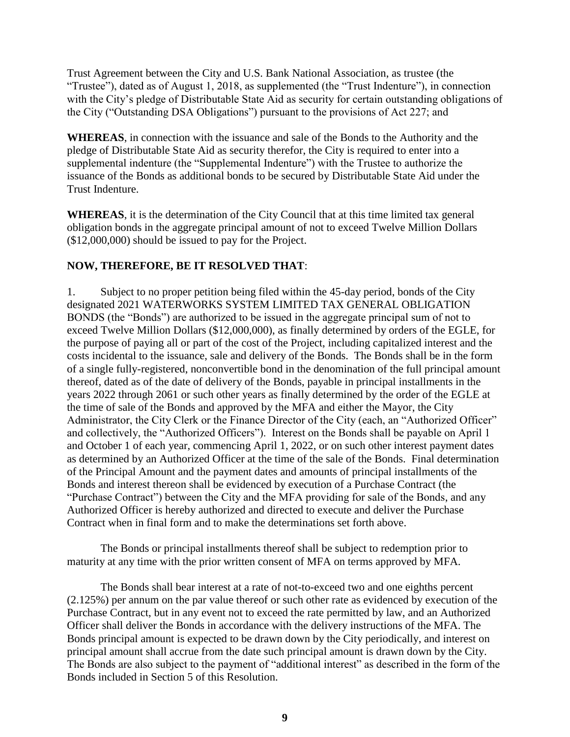Trust Agreement between the City and U.S. Bank National Association, as trustee (the "Trustee"), dated as of August 1, 2018, as supplemented (the "Trust Indenture"), in connection with the City's pledge of Distributable State Aid as security for certain outstanding obligations of the City ("Outstanding DSA Obligations") pursuant to the provisions of Act 227; and

**WHEREAS**, in connection with the issuance and sale of the Bonds to the Authority and the pledge of Distributable State Aid as security therefor, the City is required to enter into a supplemental indenture (the "Supplemental Indenture") with the Trustee to authorize the issuance of the Bonds as additional bonds to be secured by Distributable State Aid under the Trust Indenture.

**WHEREAS**, it is the determination of the City Council that at this time limited tax general obligation bonds in the aggregate principal amount of not to exceed Twelve Million Dollars ($12,000,000) should be issued to pay for the Project.

**NOW, THEREFORE, BE IT RESOLVED THAT**:

1. Subject to no proper petition being filed within the 45-day period, bonds of the City designated 2021 WATERWORKS SYSTEM LIMITED TAX GENERAL OBLIGATION BONDS (the "Bonds") are authorized to be issued in the aggregate principal sum of not to exceed Twelve Million Dollars ($12,000,000), as finally determined by orders of the EGLE, for the purpose of paying all or part of the cost of the Project, including capitalized interest and the costs incidental to the issuance, sale and delivery of the Bonds. The Bonds shall be in the form of a single fully-registered, nonconvertible bond in the denomination of the full principal amount thereof, dated as of the date of delivery of the Bonds, payable in principal installments in the years 2022 through 2061 or such other years as finally determined by the order of the EGLE at the time of sale of the Bonds and approved by the MFA and either the Mayor, the City Administrator, the City Clerk or the Finance Director of the City (each, an "Authorized Officer" and collectively, the "Authorized Officers"). Interest on the Bonds shall be payable on April 1 and October 1 of each year, commencing April 1, 2022, or on such other interest payment dates as determined by an Authorized Officer at the time of the sale of the Bonds. Final determination of the Principal Amount and the payment dates and amounts of principal installments of the Bonds and interest thereon shall be evidenced by execution of a Purchase Contract (the "Purchase Contract") between the City and the MFA providing for sale of the Bonds, and any Authorized Officer is hereby authorized and directed to execute and deliver the Purchase Contract when in final form and to make the determinations set forth above.

The Bonds or principal installments thereof shall be subject to redemption prior to maturity at any time with the prior written consent of MFA on terms approved by MFA.

The Bonds shall bear interest at a rate of not-to-exceed two and one eighths percent (2.125%) per annum on the par value thereof or such other rate as evidenced by execution of the Purchase Contract, but in any event not to exceed the rate permitted by law, and an Authorized Officer shall deliver the Bonds in accordance with the delivery instructions of the MFA. The Bonds principal amount is expected to be drawn down by the City periodically, and interest on principal amount shall accrue from the date such principal amount is drawn down by the City. The Bonds are also subject to the payment of "additional interest" as described in the form of the Bonds included in Section 5 of this Resolution.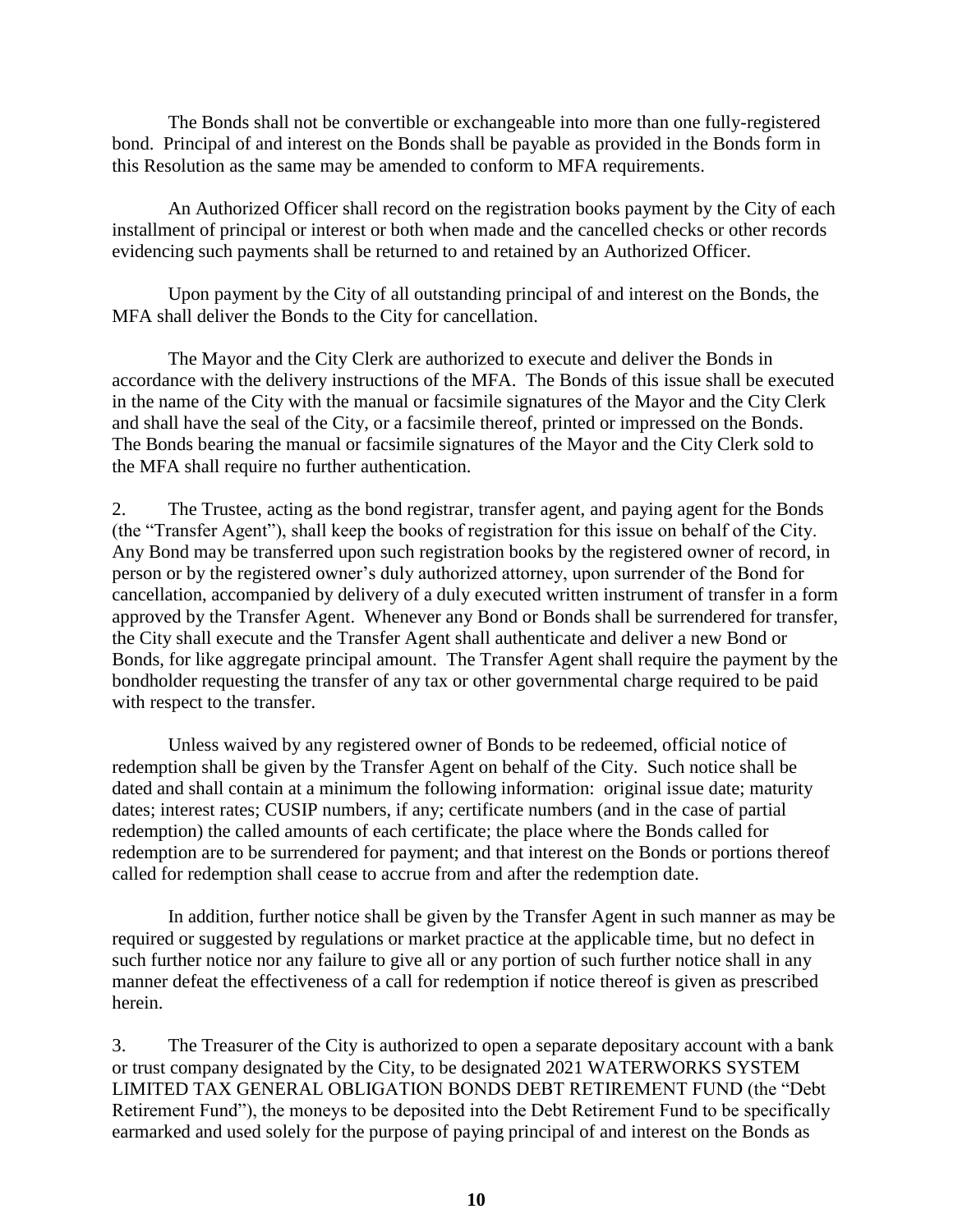The Bonds shall not be convertible or exchangeable into more than one fully-registered bond. Principal of and interest on the Bonds shall be payable as provided in the Bonds form in this Resolution as the same may be amended to conform to MFA requirements.

An Authorized Officer shall record on the registration books payment by the City of each installment of principal or interest or both when made and the cancelled checks or other records evidencing such payments shall be returned to and retained by an Authorized Officer.

Upon payment by the City of all outstanding principal of and interest on the Bonds, the MFA shall deliver the Bonds to the City for cancellation.

The Mayor and the City Clerk are authorized to execute and deliver the Bonds in accordance with the delivery instructions of the MFA. The Bonds of this issue shall be executed in the name of the City with the manual or facsimile signatures of the Mayor and the City Clerk and shall have the seal of the City, or a facsimile thereof, printed or impressed on the Bonds. The Bonds bearing the manual or facsimile signatures of the Mayor and the City Clerk sold to the MFA shall require no further authentication.

2. The Trustee, acting as the bond registrar, transfer agent, and paying agent for the Bonds (the "Transfer Agent"), shall keep the books of registration for this issue on behalf of the City. Any Bond may be transferred upon such registration books by the registered owner of record, in person or by the registered owner's duly authorized attorney, upon surrender of the Bond for cancellation, accompanied by delivery of a duly executed written instrument of transfer in a form approved by the Transfer Agent. Whenever any Bond or Bonds shall be surrendered for transfer, the City shall execute and the Transfer Agent shall authenticate and deliver a new Bond or Bonds, for like aggregate principal amount. The Transfer Agent shall require the payment by the bondholder requesting the transfer of any tax or other governmental charge required to be paid with respect to the transfer.

Unless waived by any registered owner of Bonds to be redeemed, official notice of redemption shall be given by the Transfer Agent on behalf of the City. Such notice shall be dated and shall contain at a minimum the following information: original issue date; maturity dates; interest rates; CUSIP numbers, if any; certificate numbers (and in the case of partial redemption) the called amounts of each certificate; the place where the Bonds called for redemption are to be surrendered for payment; and that interest on the Bonds or portions thereof called for redemption shall cease to accrue from and after the redemption date.

In addition, further notice shall be given by the Transfer Agent in such manner as may be required or suggested by regulations or market practice at the applicable time, but no defect in such further notice nor any failure to give all or any portion of such further notice shall in any manner defeat the effectiveness of a call for redemption if notice thereof is given as prescribed herein.

3. The Treasurer of the City is authorized to open a separate depositary account with a bank or trust company designated by the City, to be designated 2021 WATERWORKS SYSTEM LIMITED TAX GENERAL OBLIGATION BONDS DEBT RETIREMENT FUND (the "Debt Retirement Fund"), the moneys to be deposited into the Debt Retirement Fund to be specifically earmarked and used solely for the purpose of paying principal of and interest on the Bonds as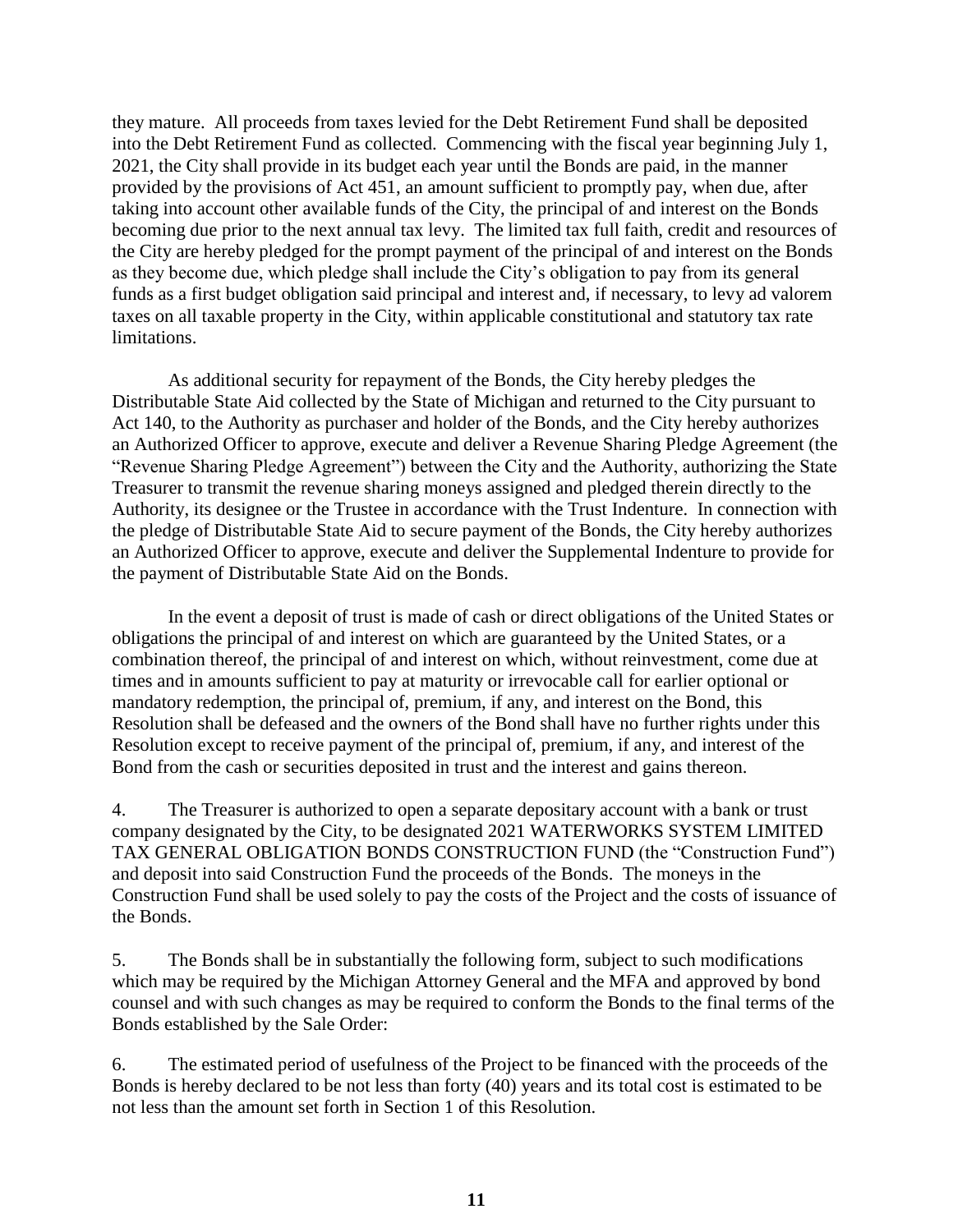they mature. All proceeds from taxes levied for the Debt Retirement Fund shall be deposited into the Debt Retirement Fund as collected. Commencing with the fiscal year beginning July 1, 2021, the City shall provide in its budget each year until the Bonds are paid, in the manner provided by the provisions of Act 451, an amount sufficient to promptly pay, when due, after taking into account other available funds of the City, the principal of and interest on the Bonds becoming due prior to the next annual tax levy. The limited tax full faith, credit and resources of the City are hereby pledged for the prompt payment of the principal of and interest on the Bonds as they become due, which pledge shall include the City's obligation to pay from its general funds as a first budget obligation said principal and interest and, if necessary, to levy ad valorem taxes on all taxable property in the City, within applicable constitutional and statutory tax rate limitations.

As additional security for repayment of the Bonds, the City hereby pledges the Distributable State Aid collected by the State of Michigan and returned to the City pursuant to Act 140, to the Authority as purchaser and holder of the Bonds, and the City hereby authorizes an Authorized Officer to approve, execute and deliver a Revenue Sharing Pledge Agreement (the "Revenue Sharing Pledge Agreement") between the City and the Authority, authorizing the State Treasurer to transmit the revenue sharing moneys assigned and pledged therein directly to the Authority, its designee or the Trustee in accordance with the Trust Indenture. In connection with the pledge of Distributable State Aid to secure payment of the Bonds, the City hereby authorizes an Authorized Officer to approve, execute and deliver the Supplemental Indenture to provide for the payment of Distributable State Aid on the Bonds.

In the event a deposit of trust is made of cash or direct obligations of the United States or obligations the principal of and interest on which are guaranteed by the United States, or a combination thereof, the principal of and interest on which, without reinvestment, come due at times and in amounts sufficient to pay at maturity or irrevocable call for earlier optional or mandatory redemption, the principal of, premium, if any, and interest on the Bond, this Resolution shall be defeased and the owners of the Bond shall have no further rights under this Resolution except to receive payment of the principal of, premium, if any, and interest of the Bond from the cash or securities deposited in trust and the interest and gains thereon.

4. The Treasurer is authorized to open a separate depositary account with a bank or trust company designated by the City, to be designated 2021 WATERWORKS SYSTEM LIMITED TAX GENERAL OBLIGATION BONDS CONSTRUCTION FUND (the "Construction Fund") and deposit into said Construction Fund the proceeds of the Bonds. The moneys in the Construction Fund shall be used solely to pay the costs of the Project and the costs of issuance of the Bonds.

5. The Bonds shall be in substantially the following form, subject to such modifications which may be required by the Michigan Attorney General and the MFA and approved by bond counsel and with such changes as may be required to conform the Bonds to the final terms of the Bonds established by the Sale Order:

6. The estimated period of usefulness of the Project to be financed with the proceeds of the Bonds is hereby declared to be not less than forty (40) years and its total cost is estimated to be not less than the amount set forth in Section 1 of this Resolution.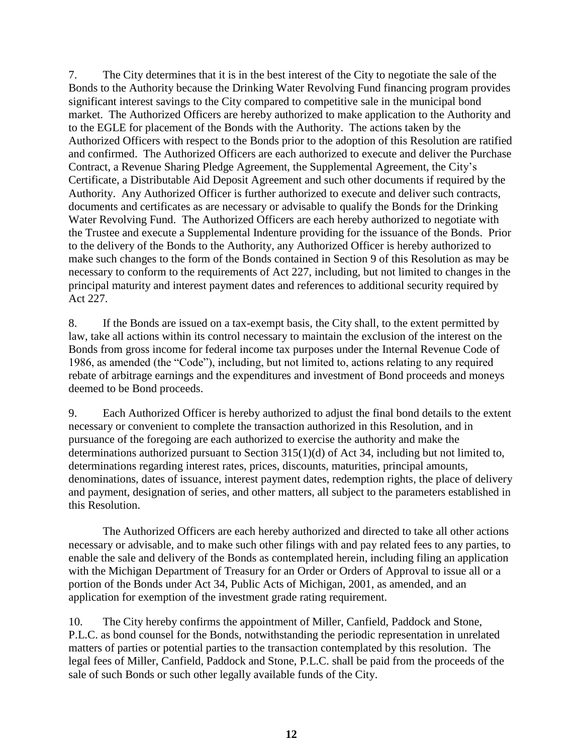7. The City determines that it is in the best interest of the City to negotiate the sale of the Bonds to the Authority because the Drinking Water Revolving Fund financing program provides significant interest savings to the City compared to competitive sale in the municipal bond market. The Authorized Officers are hereby authorized to make application to the Authority and to the EGLE for placement of the Bonds with the Authority. The actions taken by the Authorized Officers with respect to the Bonds prior to the adoption of this Resolution are ratified and confirmed. The Authorized Officers are each authorized to execute and deliver the Purchase Contract, a Revenue Sharing Pledge Agreement, the Supplemental Agreement, the City's Certificate, a Distributable Aid Deposit Agreement and such other documents if required by the Authority. Any Authorized Officer is further authorized to execute and deliver such contracts, documents and certificates as are necessary or advisable to qualify the Bonds for the Drinking Water Revolving Fund. The Authorized Officers are each hereby authorized to negotiate with the Trustee and execute a Supplemental Indenture providing for the issuance of the Bonds. Prior to the delivery of the Bonds to the Authority, any Authorized Officer is hereby authorized to make such changes to the form of the Bonds contained in Section 9 of this Resolution as may be necessary to conform to the requirements of Act 227, including, but not limited to changes in the principal maturity and interest payment dates and references to additional security required by Act 227.

8. If the Bonds are issued on a tax-exempt basis, the City shall, to the extent permitted by law, take all actions within its control necessary to maintain the exclusion of the interest on the Bonds from gross income for federal income tax purposes under the Internal Revenue Code of 1986, as amended (the "Code"), including, but not limited to, actions relating to any required rebate of arbitrage earnings and the expenditures and investment of Bond proceeds and moneys deemed to be Bond proceeds.

9. Each Authorized Officer is hereby authorized to adjust the final bond details to the extent necessary or convenient to complete the transaction authorized in this Resolution, and in pursuance of the foregoing are each authorized to exercise the authority and make the determinations authorized pursuant to Section 315(1)(d) of Act 34, including but not limited to, determinations regarding interest rates, prices, discounts, maturities, principal amounts, denominations, dates of issuance, interest payment dates, redemption rights, the place of delivery and payment, designation of series, and other matters, all subject to the parameters established in this Resolution.

The Authorized Officers are each hereby authorized and directed to take all other actions necessary or advisable, and to make such other filings with and pay related fees to any parties, to enable the sale and delivery of the Bonds as contemplated herein, including filing an application with the Michigan Department of Treasury for an Order or Orders of Approval to issue all or a portion of the Bonds under Act 34, Public Acts of Michigan, 2001, as amended, and an application for exemption of the investment grade rating requirement.

10. The City hereby confirms the appointment of Miller, Canfield, Paddock and Stone, P.L.C. as bond counsel for the Bonds, notwithstanding the periodic representation in unrelated matters of parties or potential parties to the transaction contemplated by this resolution. The legal fees of Miller, Canfield, Paddock and Stone, P.L.C. shall be paid from the proceeds of the sale of such Bonds or such other legally available funds of the City.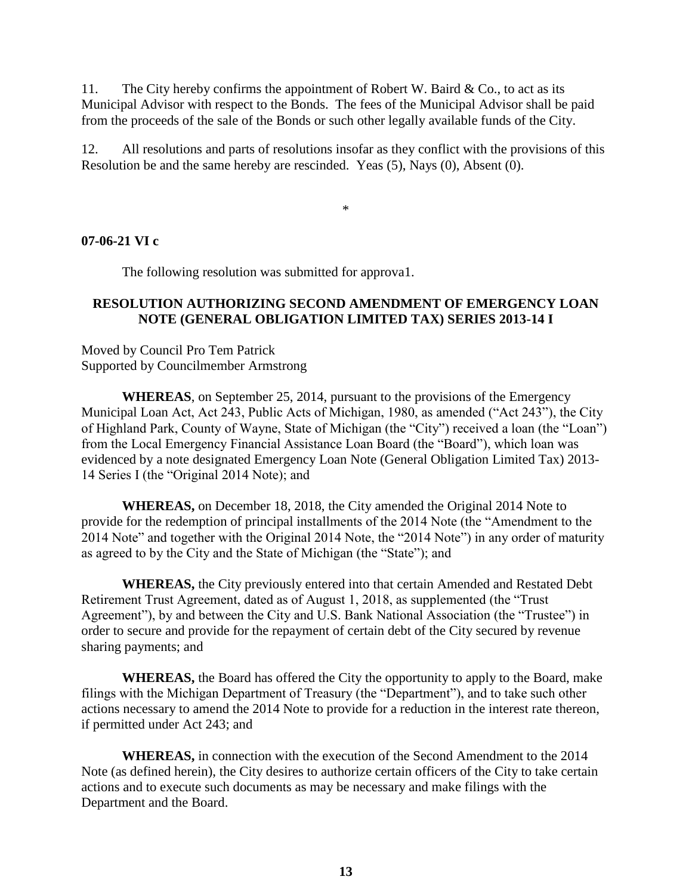11. The City hereby confirms the appointment of Robert W. Baird & Co., to act as its Municipal Advisor with respect to the Bonds. The fees of the Municipal Advisor shall be paid from the proceeds of the sale of the Bonds or such other legally available funds of the City.

12. All resolutions and parts of resolutions insofar as they conflict with the provisions of this Resolution be and the same hereby are rescinded. Yeas (5), Nays (0), Absent (0).

*

**07-06-21 VI c**

The following resolution was submitted for approva1.

**RESOLUTION AUTHORIZING SECOND AMENDMENT OF EMERGENCY LOAN NOTE (GENERAL OBLIGATION LIMITED TAX) SERIES 2013-14 I**

Moved by Council Pro Tem Patrick
Supported by Councilmember Armstrong

**WHEREAS**, on September 25, 2014, pursuant to the provisions of the Emergency Municipal Loan Act, Act 243, Public Acts of Michigan, 1980, as amended ("Act 243"), the City of Highland Park, County of Wayne, State of Michigan (the "City") received a loan (the "Loan") from the Local Emergency Financial Assistance Loan Board (the "Board"), which loan was evidenced by a note designated Emergency Loan Note (General Obligation Limited Tax) 2013-14 Series I (the "Original 2014 Note); and

**WHEREAS,** on December 18, 2018, the City amended the Original 2014 Note to provide for the redemption of principal installments of the 2014 Note (the "Amendment to the 2014 Note" and together with the Original 2014 Note, the "2014 Note") in any order of maturity as agreed to by the City and the State of Michigan (the "State"); and

**WHEREAS,** the City previously entered into that certain Amended and Restated Debt Retirement Trust Agreement, dated as of August 1, 2018, as supplemented (the "Trust Agreement"), by and between the City and U.S. Bank National Association (the "Trustee") in order to secure and provide for the repayment of certain debt of the City secured by revenue sharing payments; and

**WHEREAS,** the Board has offered the City the opportunity to apply to the Board, make filings with the Michigan Department of Treasury (the "Department"), and to take such other actions necessary to amend the 2014 Note to provide for a reduction in the interest rate thereon, if permitted under Act 243; and

**WHEREAS,** in connection with the execution of the Second Amendment to the 2014 Note (as defined herein), the City desires to authorize certain officers of the City to take certain actions and to execute such documents as may be necessary and make filings with the Department and the Board.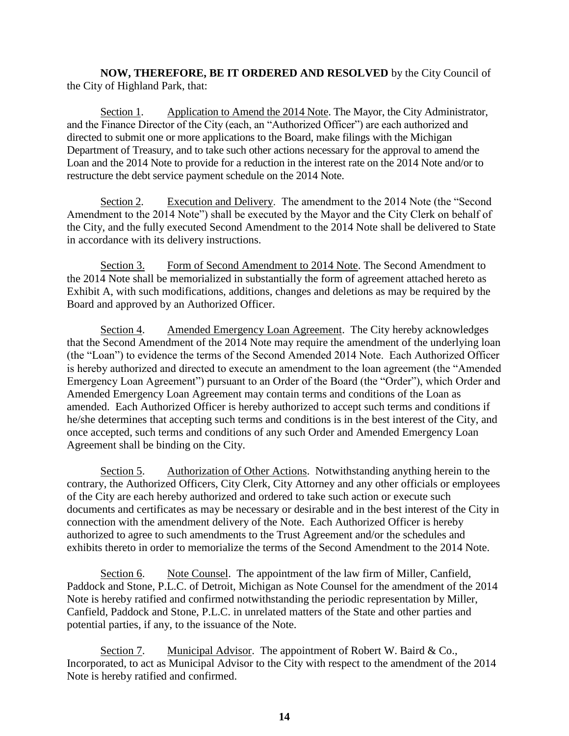**NOW, THEREFORE, BE IT ORDERED AND RESOLVED** by the City Council of the City of Highland Park, that:

Section 1. Application to Amend the 2014 Note. The Mayor, the City Administrator, and the Finance Director of the City (each, an "Authorized Officer") are each authorized and directed to submit one or more applications to the Board, make filings with the Michigan Department of Treasury, and to take such other actions necessary for the approval to amend the Loan and the 2014 Note to provide for a reduction in the interest rate on the 2014 Note and/or to restructure the debt service payment schedule on the 2014 Note.

Section 2. Execution and Delivery. The amendment to the 2014 Note (the "Second Amendment to the 2014 Note") shall be executed by the Mayor and the City Clerk on behalf of the City, and the fully executed Second Amendment to the 2014 Note shall be delivered to State in accordance with its delivery instructions.

Section 3. Form of Second Amendment to 2014 Note. The Second Amendment to the 2014 Note shall be memorialized in substantially the form of agreement attached hereto as Exhibit A, with such modifications, additions, changes and deletions as may be required by the Board and approved by an Authorized Officer.

Section 4. Amended Emergency Loan Agreement. The City hereby acknowledges that the Second Amendment of the 2014 Note may require the amendment of the underlying loan (the "Loan") to evidence the terms of the Second Amended 2014 Note. Each Authorized Officer is hereby authorized and directed to execute an amendment to the loan agreement (the "Amended Emergency Loan Agreement") pursuant to an Order of the Board (the "Order"), which Order and Amended Emergency Loan Agreement may contain terms and conditions of the Loan as amended. Each Authorized Officer is hereby authorized to accept such terms and conditions if he/she determines that accepting such terms and conditions is in the best interest of the City, and once accepted, such terms and conditions of any such Order and Amended Emergency Loan Agreement shall be binding on the City.

Section 5. Authorization of Other Actions. Notwithstanding anything herein to the contrary, the Authorized Officers, City Clerk, City Attorney and any other officials or employees of the City are each hereby authorized and ordered to take such action or execute such documents and certificates as may be necessary or desirable and in the best interest of the City in connection with the amendment delivery of the Note. Each Authorized Officer is hereby authorized to agree to such amendments to the Trust Agreement and/or the schedules and exhibits thereto in order to memorialize the terms of the Second Amendment to the 2014 Note.

Section 6. Note Counsel. The appointment of the law firm of Miller, Canfield, Paddock and Stone, P.L.C. of Detroit, Michigan as Note Counsel for the amendment of the 2014 Note is hereby ratified and confirmed notwithstanding the periodic representation by Miller, Canfield, Paddock and Stone, P.L.C. in unrelated matters of the State and other parties and potential parties, if any, to the issuance of the Note.

Section 7. Municipal Advisor. The appointment of Robert W. Baird & Co., Incorporated, to act as Municipal Advisor to the City with respect to the amendment of the 2014 Note is hereby ratified and confirmed.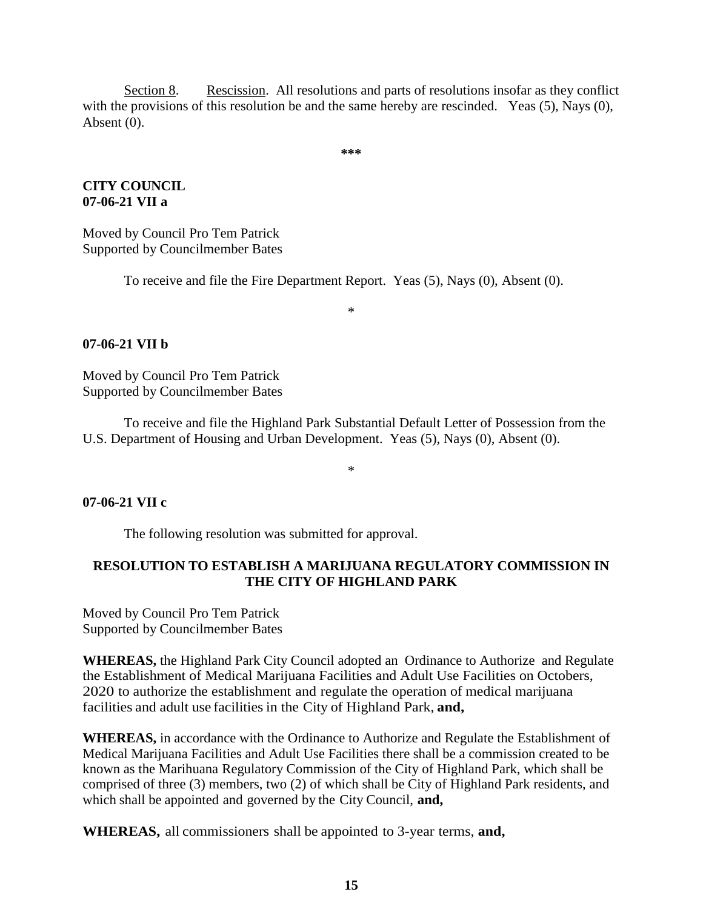Section 8. Rescission. All resolutions and parts of resolutions insofar as they conflict with the provisions of this resolution be and the same hereby are rescinded. Yeas (5), Nays (0), Absent (0).

***

**CITY COUNCIL**
**07-06-21 VII a**

Moved by Council Pro Tem Patrick
Supported by Councilmember Bates

To receive and file the Fire Department Report. Yeas (5), Nays (0), Absent (0).

*

**07-06-21 VII b**

Moved by Council Pro Tem Patrick
Supported by Councilmember Bates

To receive and file the Highland Park Substantial Default Letter of Possession from the U.S. Department of Housing and Urban Development. Yeas (5), Nays (0), Absent (0).

*

**07-06-21 VII c**

The following resolution was submitted for approval.

**RESOLUTION TO ESTABLISH A MARIJUANA REGULATORY COMMISSION IN THE CITY OF HIGHLAND PARK**

Moved by Council Pro Tem Patrick
Supported by Councilmember Bates

**WHEREAS,** the Highland Park City Council adopted an Ordinance to Authorize and Regulate the Establishment of Medical Marijuana Facilities and Adult Use Facilities on Octobers, 2020 to authorize the establishment and regulate the operation of medical marijuana facilities and adult use facilities in the City of Highland Park, **and,**

**WHEREAS,** in accordance with the Ordinance to Authorize and Regulate the Establishment of Medical Marijuana Facilities and Adult Use Facilities there shall be a commission created to be known as the Marihuana Regulatory Commission of the City of Highland Park, which shall be comprised of three (3) members, two (2) of which shall be City of Highland Park residents, and which shall be appointed and governed by the City Council, **and,**

**WHEREAS,** all commissioners shall be appointed to 3-year terms, **and,**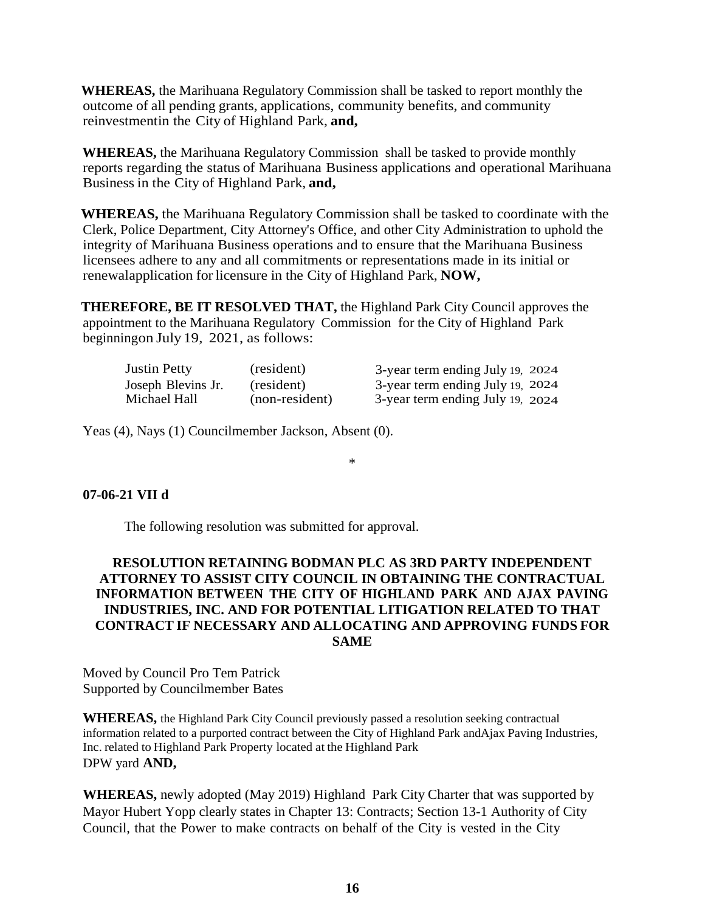**WHEREAS,** the Marihuana Regulatory Commission shall be tasked to report monthly the outcome of all pending grants, applications, community benefits, and community reinvestmentin the City of Highland Park, **and,**

**WHEREAS,** the Marihuana Regulatory Commission shall be tasked to provide monthly reports regarding the status of Marihuana Business applications and operational Marihuana Business in the City of Highland Park, **and,**

**WHEREAS,** the Marihuana Regulatory Commission shall be tasked to coordinate with the Clerk, Police Department, City Attorney's Office, and other City Administration to uphold the integrity of Marihuana Business operations and to ensure that the Marihuana Business licensees adhere to any and all commitments or representations made in its initial or renewalapplication for licensure in the City of Highland Park, **NOW,**

**THEREFORE, BE IT RESOLVED THAT,** the Highland Park City Council approves the appointment to the Marihuana Regulatory Commission for the City of Highland Park beginningon July 19, 2021, as follows:

| | | |
|---|---|---|
| Justin Petty | (resident) | 3-year term ending July 19, 2024 |
| Joseph Blevins Jr. | (resident) | 3-year term ending July 19, 2024 |
| Michael Hall | (non-resident) | 3-year term ending July 19, 2024 |

Yeas (4), Nays (1) Councilmember Jackson, Absent (0).

*

**07-06-21 VII d**

The following resolution was submitted for approval.

**RESOLUTION RETAINING BODMAN PLC AS 3RD PARTY INDEPENDENT ATTORNEY TO ASSIST CITY COUNCIL IN OBTAINING THE CONTRACTUAL INFORMATION BETWEEN THE CITY OF HIGHLAND PARK AND AJAX PAVING INDUSTRIES, INC. AND FOR POTENTIAL LITIGATION RELATED TO THAT CONTRACT IF NECESSARY AND ALLOCATING AND APPROVING FUNDS FOR SAME**

Moved by Council Pro Tem Patrick
Supported by Councilmember Bates

**WHEREAS,** the Highland Park City Council previously passed a resolution seeking contractual information related to a purported contract between the City of Highland Park andAjax Paving Industries, Inc. related to Highland Park Property located at the Highland Park DPW yard **AND,**

**WHEREAS,** newly adopted (May 2019) Highland Park City Charter that was supported by Mayor Hubert Yopp clearly states in Chapter 13: Contracts; Section 13-1 Authority of City Council, that the Power to make contracts on behalf of the City is vested in the City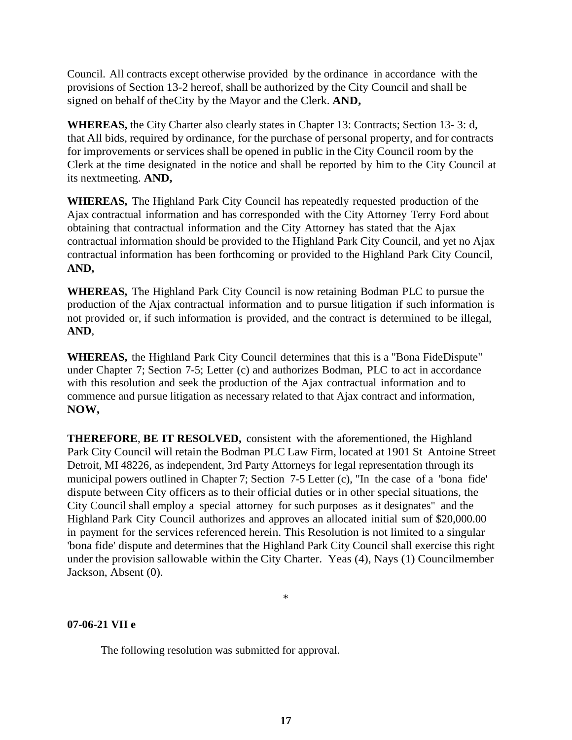Council. All contracts except otherwise provided by the ordinance in accordance with the provisions of Section 13-2 hereof, shall be authorized by the City Council and shall be signed on behalf of theCity by the Mayor and the Clerk. **AND,**

**WHEREAS,** the City Charter also clearly states in Chapter 13: Contracts; Section 13- 3: d, that All bids, required by ordinance, for the purchase of personal property, and for contracts for improvements or services shall be opened in public in the City Council room by the Clerk at the time designated in the notice and shall be reported by him to the City Council at its nextmeeting. **AND,**

**WHEREAS,** The Highland Park City Council has repeatedly requested production of the Ajax contractual information and has corresponded with the City Attorney Terry Ford about obtaining that contractual information and the City Attorney has stated that the Ajax contractual information should be provided to the Highland Park City Council, and yet no Ajax contractual information has been forthcoming or provided to the Highland Park City Council, **AND,**

**WHEREAS,** The Highland Park City Council is now retaining Bodman PLC to pursue the production of the Ajax contractual information and to pursue litigation if such information is not provided or, if such information is provided, and the contract is determined to be illegal, **AND**,

**WHEREAS,** the Highland Park City Council determines that this is a "Bona FideDispute" under Chapter 7; Section 7-5; Letter (c) and authorizes Bodman, PLC to act in accordance with this resolution and seek the production of the Ajax contractual information and to commence and pursue litigation as necessary related to that Ajax contract and information, **NOW,**

**THEREFORE**, **BE IT RESOLVED,** consistent with the aforementioned, the Highland Park City Council will retain the Bodman PLC Law Firm, located at 1901 St Antoine Street Detroit, MI 48226, as independent, 3rd Party Attorneys for legal representation through its municipal powers outlined in Chapter 7; Section 7-5 Letter (c), "In the case of a 'bona fide' dispute between City officers as to their official duties or in other special situations, the City Council shall employ a special attorney for such purposes as it designates" and the Highland Park City Council authorizes and approves an allocated initial sum of $20,000.00 in payment for the services referenced herein. This Resolution is not limited to a singular 'bona fide' dispute and determines that the Highland Park City Council shall exercise this right under the provision sallowable within the City Charter. Yeas (4), Nays (1) Councilmember Jackson, Absent (0).

*

**07-06-21 VII e**

The following resolution was submitted for approval.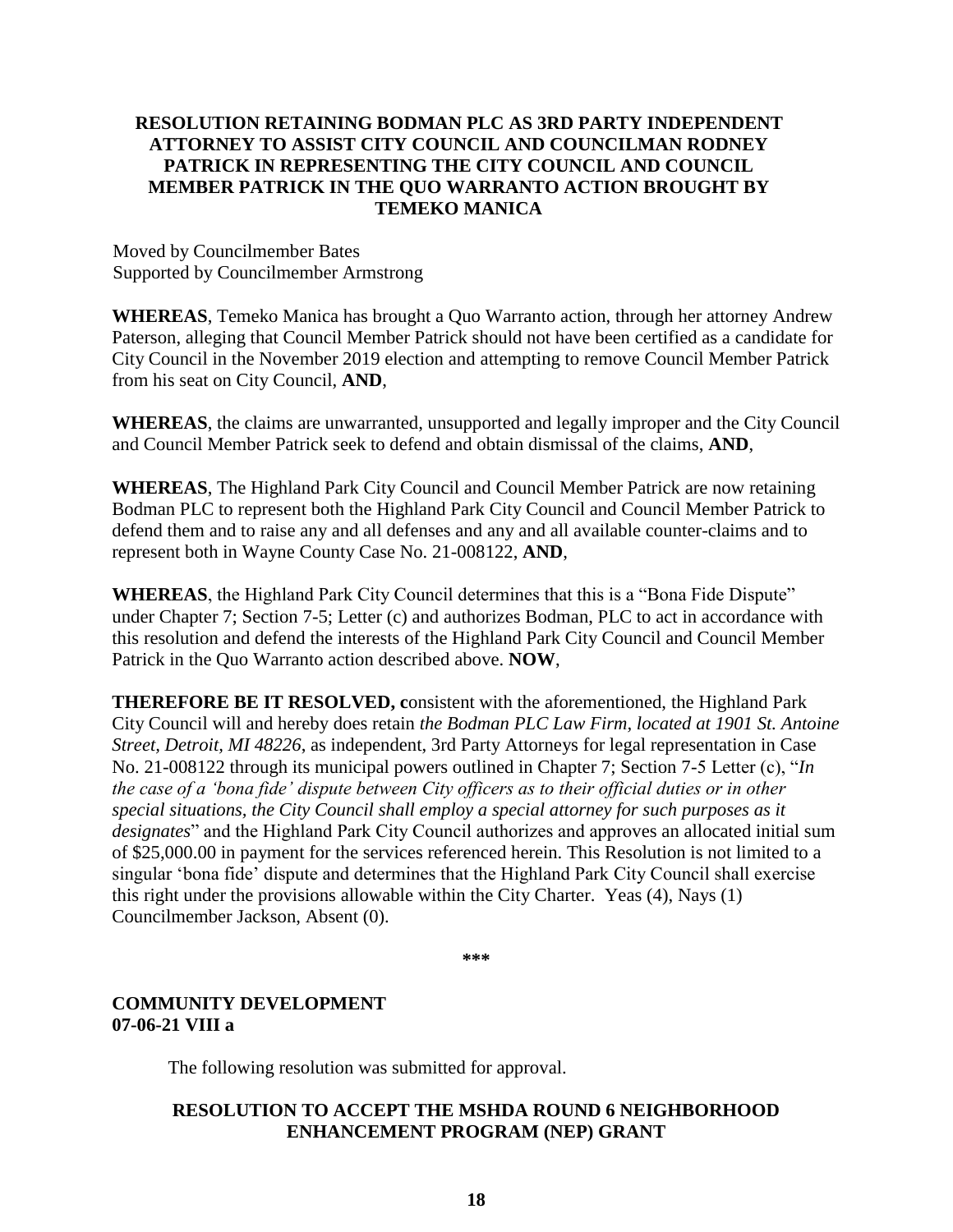**RESOLUTION RETAINING BODMAN PLC AS 3RD PARTY INDEPENDENT ATTORNEY TO ASSIST CITY COUNCIL AND COUNCILMAN RODNEY PATRICK IN REPRESENTING THE CITY COUNCIL AND COUNCIL MEMBER PATRICK IN THE QUO WARRANTO ACTION BROUGHT BY TEMEKO MANICA**

Moved by Councilmember Bates
Supported by Councilmember Armstrong

**WHEREAS**, Temeko Manica has brought a Quo Warranto action, through her attorney Andrew Paterson, alleging that Council Member Patrick should not have been certified as a candidate for City Council in the November 2019 election and attempting to remove Council Member Patrick from his seat on City Council, **AND**,

**WHEREAS**, the claims are unwarranted, unsupported and legally improper and the City Council and Council Member Patrick seek to defend and obtain dismissal of the claims, **AND**,

**WHEREAS**, The Highland Park City Council and Council Member Patrick are now retaining Bodman PLC to represent both the Highland Park City Council and Council Member Patrick to defend them and to raise any and all defenses and any and all available counter-claims and to represent both in Wayne County Case No. 21-008122, **AND**,

**WHEREAS**, the Highland Park City Council determines that this is a "Bona Fide Dispute" under Chapter 7; Section 7-5; Letter (c) and authorizes Bodman, PLC to act in accordance with this resolution and defend the interests of the Highland Park City Council and Council Member Patrick in the Quo Warranto action described above. **NOW**,

**THEREFORE BE IT RESOLVED, c**onsistent with the aforementioned, the Highland Park City Council will and hereby does retain *the Bodman PLC Law Firm, located at 1901 St. Antoine Street, Detroit, MI 48226*, as independent, 3rd Party Attorneys for legal representation in Case No. 21-008122 through its municipal powers outlined in Chapter 7; Section 7-5 Letter (c), "*In the case of a 'bona fide' dispute between City officers as to their official duties or in other special situations, the City Council shall employ a special attorney for such purposes as it designates*" and the Highland Park City Council authorizes and approves an allocated initial sum of $25,000.00 in payment for the services referenced herein. This Resolution is not limited to a singular 'bona fide' dispute and determines that the Highland Park City Council shall exercise this right under the provisions allowable within the City Charter. Yeas (4), Nays (1) Councilmember Jackson, Absent (0).

**\*\*\***

**COMMUNITY DEVELOPMENT**
**07-06-21 VIII a**

The following resolution was submitted for approval.

**RESOLUTION TO ACCEPT THE MSHDA ROUND 6 NEIGHBORHOOD ENHANCEMENT PROGRAM (NEP) GRANT**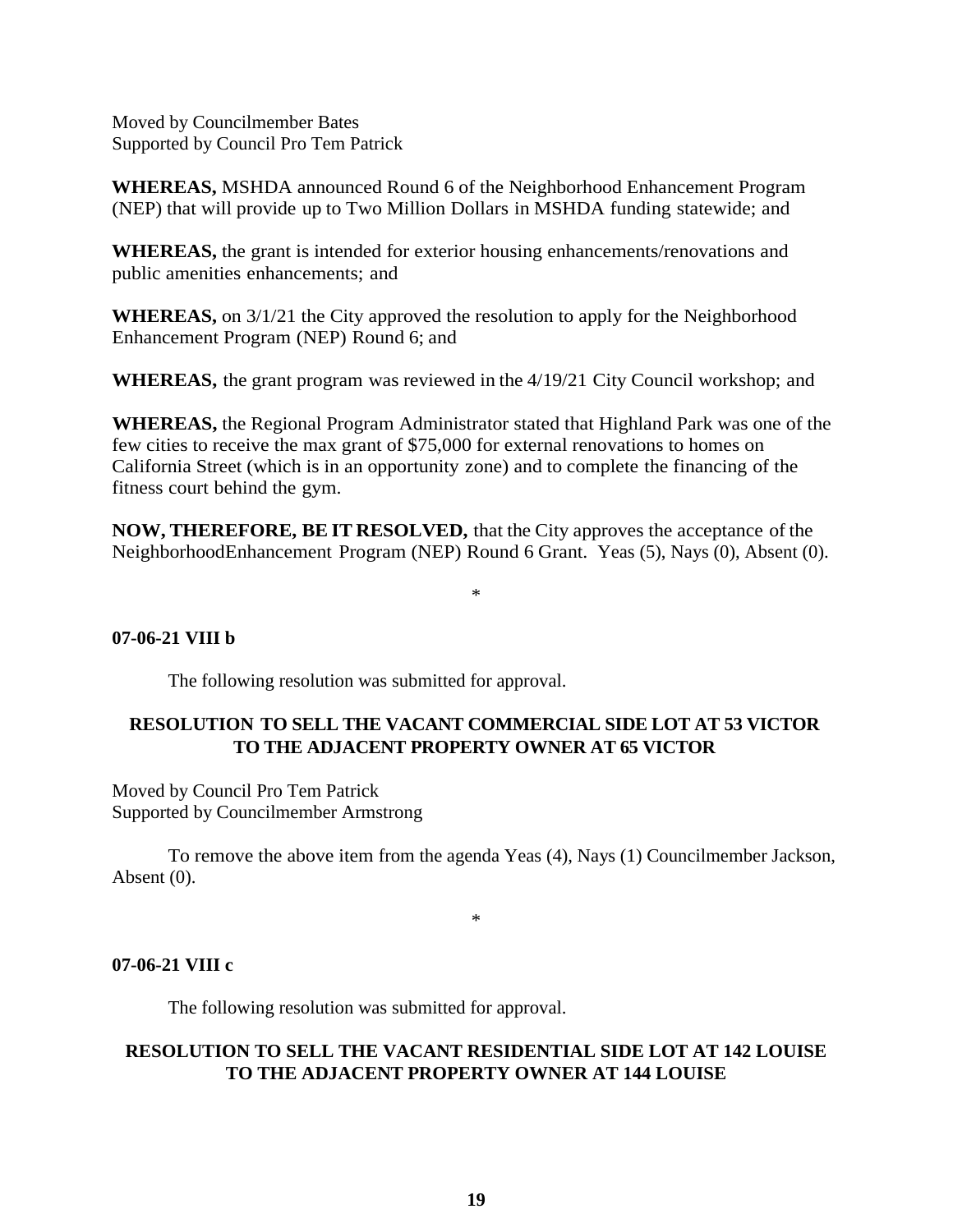Moved by Councilmember Bates
Supported by Council Pro Tem Patrick

**WHEREAS,** MSHDA announced Round 6 of the Neighborhood Enhancement Program (NEP) that will provide up to Two Million Dollars in MSHDA funding statewide; and

**WHEREAS,** the grant is intended for exterior housing enhancements/renovations and public amenities enhancements; and

**WHEREAS,** on 3/1/21 the City approved the resolution to apply for the Neighborhood Enhancement Program (NEP) Round 6; and

**WHEREAS,** the grant program was reviewed in the 4/19/21 City Council workshop; and

**WHEREAS,** the Regional Program Administrator stated that Highland Park was one of the few cities to receive the max grant of $75,000 for external renovations to homes on California Street (which is in an opportunity zone) and to complete the financing of the fitness court behind the gym.

**NOW, THEREFORE, BE IT RESOLVED,** that the City approves the acceptance of the NeighborhoodEnhancement Program (NEP) Round 6 Grant. Yeas (5), Nays (0), Absent (0).

*

**07-06-21 VIII b**

The following resolution was submitted for approval.

**RESOLUTION TO SELL THE VACANT COMMERCIAL SIDE LOT AT 53 VICTOR TO THE ADJACENT PROPERTY OWNER AT 65 VICTOR**

Moved by Council Pro Tem Patrick
Supported by Councilmember Armstrong

To remove the above item from the agenda Yeas (4), Nays (1) Councilmember Jackson, Absent (0).

*

**07-06-21 VIII c**

The following resolution was submitted for approval.

**RESOLUTION TO SELL THE VACANT RESIDENTIAL SIDE LOT AT 142 LOUISE TO THE ADJACENT PROPERTY OWNER AT 144 LOUISE**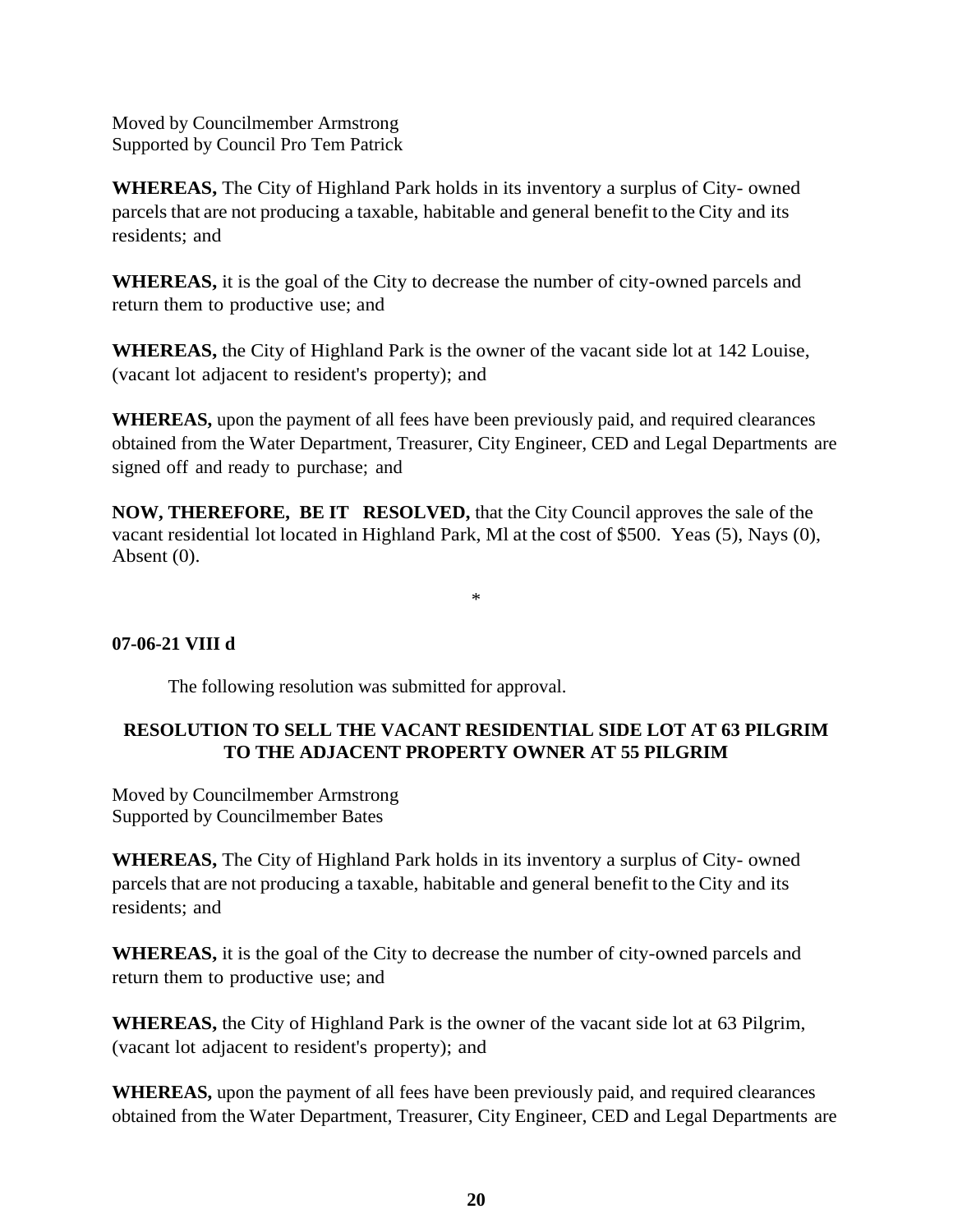Moved by Councilmember Armstrong
Supported by Council Pro Tem Patrick

**WHEREAS,** The City of Highland Park holds in its inventory a surplus of City- owned parcels that are not producing a taxable, habitable and general benefit to the City and its residents; and

**WHEREAS,** it is the goal of the City to decrease the number of city-owned parcels and return them to productive use; and

**WHEREAS,** the City of Highland Park is the owner of the vacant side lot at 142 Louise, (vacant lot adjacent to resident's property); and

**WHEREAS,** upon the payment of all fees have been previously paid, and required clearances obtained from the Water Department, Treasurer, City Engineer, CED and Legal Departments are signed off and ready to purchase; and

**NOW, THEREFORE, BE IT RESOLVED,** that the City Council approves the sale of the vacant residential lot located in Highland Park, Ml at the cost of $500. Yeas (5), Nays (0), Absent (0).

*

**07-06-21 VIII d**

The following resolution was submitted for approval.

**RESOLUTION TO SELL THE VACANT RESIDENTIAL SIDE LOT AT 63 PILGRIM TO THE ADJACENT PROPERTY OWNER AT 55 PILGRIM**

Moved by Councilmember Armstrong
Supported by Councilmember Bates

**WHEREAS,** The City of Highland Park holds in its inventory a surplus of City- owned parcels that are not producing a taxable, habitable and general benefit to the City and its residents; and

**WHEREAS,** it is the goal of the City to decrease the number of city-owned parcels and return them to productive use; and

**WHEREAS,** the City of Highland Park is the owner of the vacant side lot at 63 Pilgrim, (vacant lot adjacent to resident's property); and

**WHEREAS,** upon the payment of all fees have been previously paid, and required clearances obtained from the Water Department, Treasurer, City Engineer, CED and Legal Departments are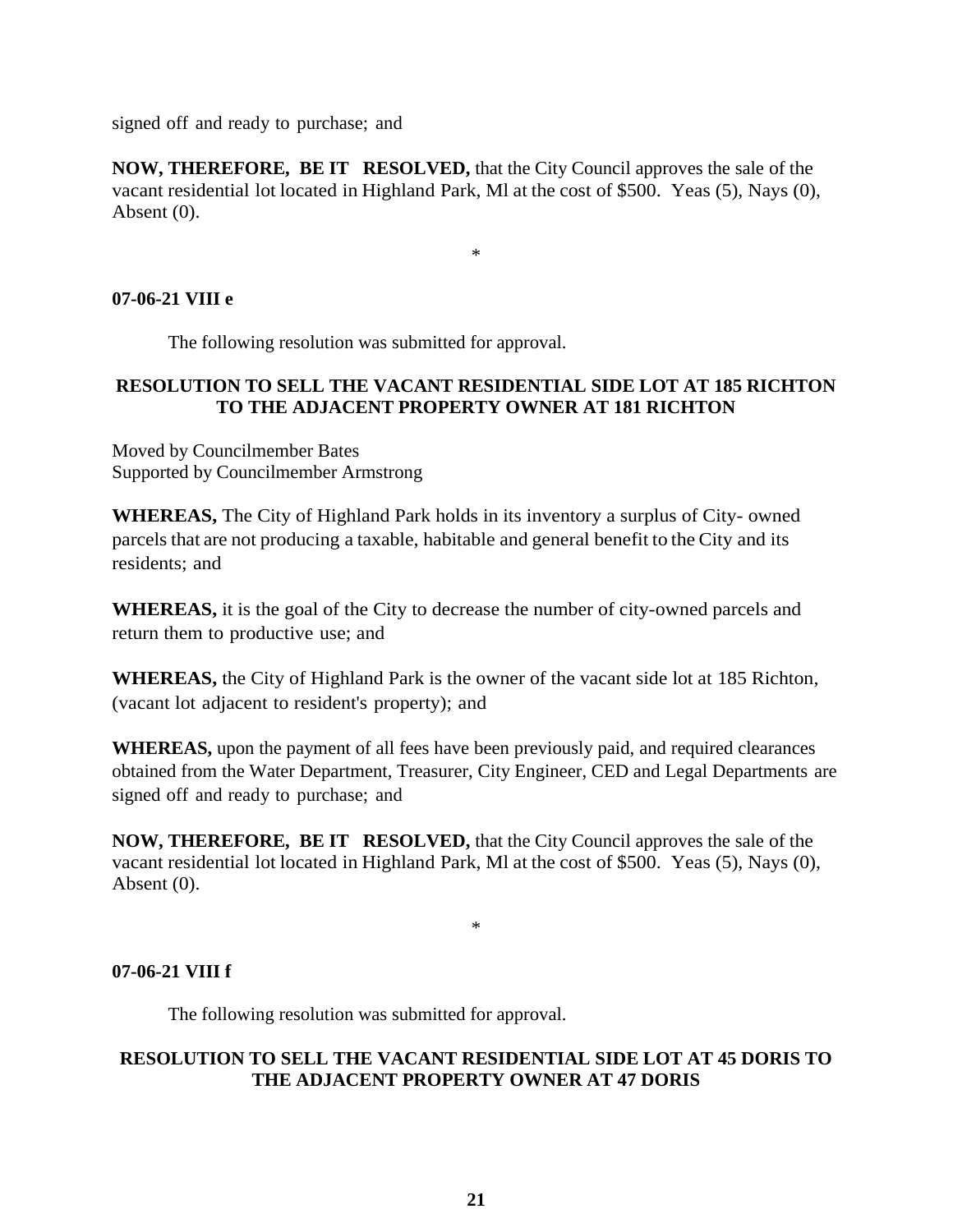signed off and ready to purchase; and

**NOW, THEREFORE, BE IT RESOLVED,** that the City Council approves the sale of the vacant residential lot located in Highland Park, Ml at the cost of $500. Yeas (5), Nays (0), Absent (0).

*

**07-06-21 VIII e**

The following resolution was submitted for approval.

**RESOLUTION TO SELL THE VACANT RESIDENTIAL SIDE LOT AT 185 RICHTON TO THE ADJACENT PROPERTY OWNER AT 181 RICHTON**

Moved by Councilmember Bates
Supported by Councilmember Armstrong

**WHEREAS,** The City of Highland Park holds in its inventory a surplus of City- owned parcels that are not producing a taxable, habitable and general benefit to the City and its residents; and

**WHEREAS,** it is the goal of the City to decrease the number of city-owned parcels and return them to productive use; and

**WHEREAS,** the City of Highland Park is the owner of the vacant side lot at 185 Richton, (vacant lot adjacent to resident's property); and

**WHEREAS,** upon the payment of all fees have been previously paid, and required clearances obtained from the Water Department, Treasurer, City Engineer, CED and Legal Departments are signed off and ready to purchase; and

**NOW, THEREFORE, BE IT RESOLVED,** that the City Council approves the sale of the vacant residential lot located in Highland Park, Ml at the cost of $500. Yeas (5), Nays (0), Absent (0).

*

**07-06-21 VIII f**

The following resolution was submitted for approval.

**RESOLUTION TO SELL THE VACANT RESIDENTIAL SIDE LOT AT 45 DORIS TO THE ADJACENT PROPERTY OWNER AT 47 DORIS**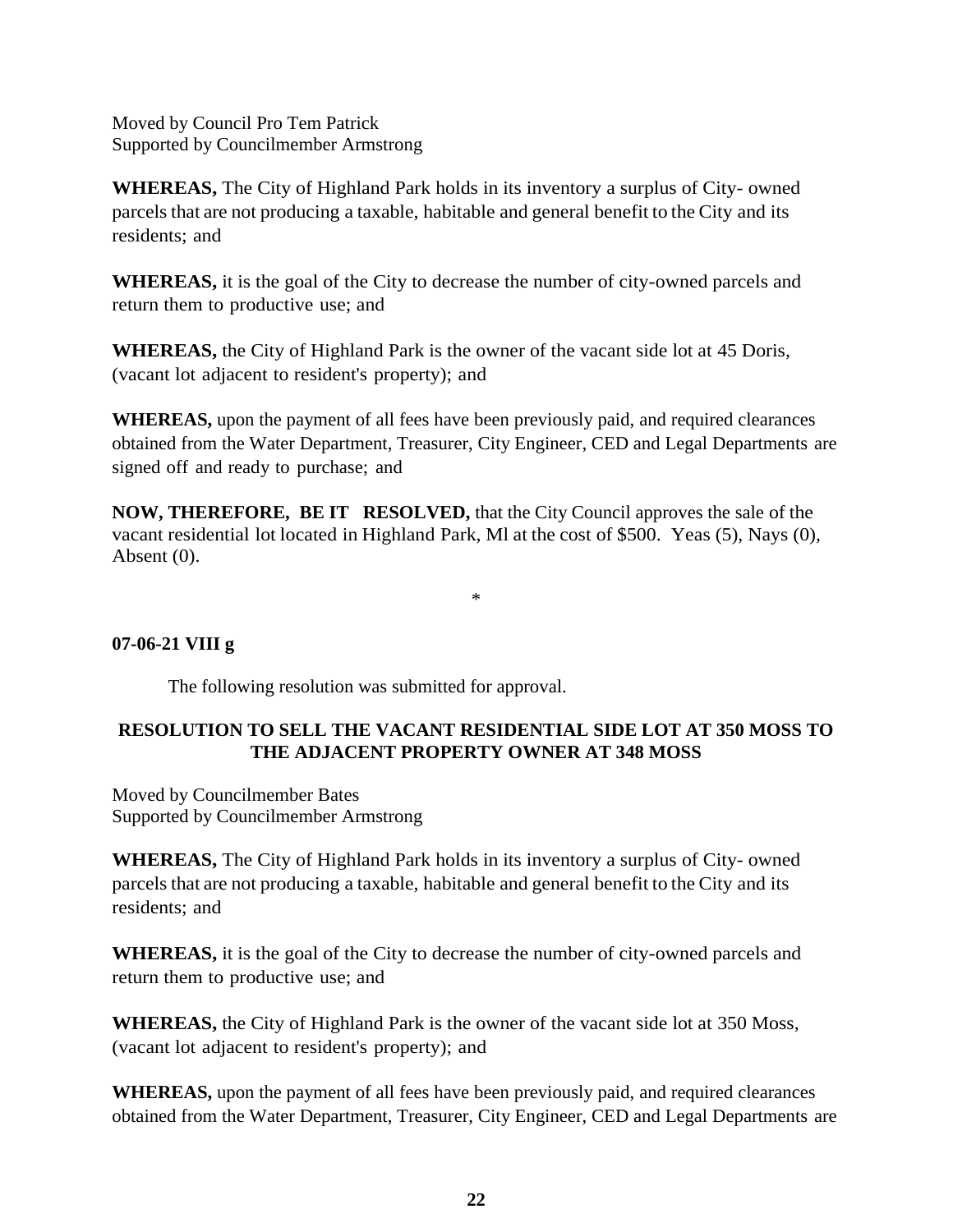Moved by Council Pro Tem Patrick
Supported by Councilmember Armstrong

**WHEREAS,** The City of Highland Park holds in its inventory a surplus of City- owned parcels that are not producing a taxable, habitable and general benefit to the City and its residents; and

**WHEREAS,** it is the goal of the City to decrease the number of city-owned parcels and return them to productive use; and

**WHEREAS,** the City of Highland Park is the owner of the vacant side lot at 45 Doris, (vacant lot adjacent to resident's property); and

**WHEREAS,** upon the payment of all fees have been previously paid, and required clearances obtained from the Water Department, Treasurer, City Engineer, CED and Legal Departments are signed off and ready to purchase; and

**NOW, THEREFORE, BE IT RESOLVED,** that the City Council approves the sale of the vacant residential lot located in Highland Park, Ml at the cost of $500. Yeas (5), Nays (0), Absent (0).

*

**07-06-21 VIII g**

The following resolution was submitted for approval.

**RESOLUTION TO SELL THE VACANT RESIDENTIAL SIDE LOT AT 350 MOSS TO THE ADJACENT PROPERTY OWNER AT 348 MOSS**

Moved by Councilmember Bates
Supported by Councilmember Armstrong

**WHEREAS,** The City of Highland Park holds in its inventory a surplus of City- owned parcels that are not producing a taxable, habitable and general benefit to the City and its residents; and

**WHEREAS,** it is the goal of the City to decrease the number of city-owned parcels and return them to productive use; and

**WHEREAS,** the City of Highland Park is the owner of the vacant side lot at 350 Moss, (vacant lot adjacent to resident's property); and

**WHEREAS,** upon the payment of all fees have been previously paid, and required clearances obtained from the Water Department, Treasurer, City Engineer, CED and Legal Departments are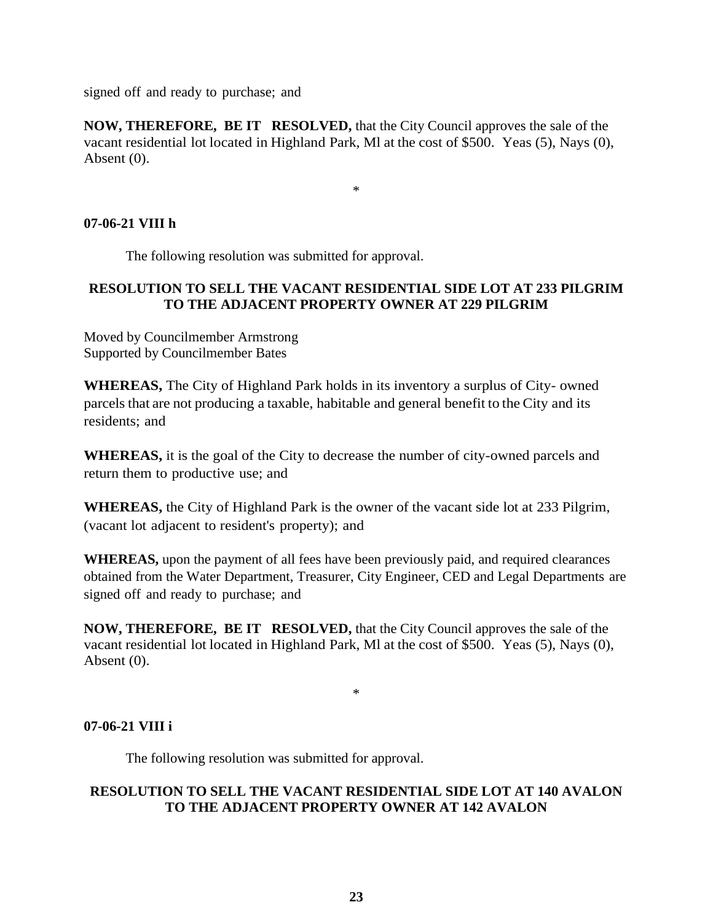signed off and ready to purchase; and

**NOW, THEREFORE, BE IT RESOLVED,** that the City Council approves the sale of the vacant residential lot located in Highland Park, Ml at the cost of $500. Yeas (5), Nays (0), Absent (0).

*

**07-06-21 VIII h**

The following resolution was submitted for approval.

**RESOLUTION TO SELL THE VACANT RESIDENTIAL SIDE LOT AT 233 PILGRIM TO THE ADJACENT PROPERTY OWNER AT 229 PILGRIM**

Moved by Councilmember Armstrong
Supported by Councilmember Bates

**WHEREAS,** The City of Highland Park holds in its inventory a surplus of City- owned parcels that are not producing a taxable, habitable and general benefit to the City and its residents; and

**WHEREAS,** it is the goal of the City to decrease the number of city-owned parcels and return them to productive use; and

**WHEREAS,** the City of Highland Park is the owner of the vacant side lot at 233 Pilgrim, (vacant lot adjacent to resident's property); and

**WHEREAS,** upon the payment of all fees have been previously paid, and required clearances obtained from the Water Department, Treasurer, City Engineer, CED and Legal Departments are signed off and ready to purchase; and

**NOW, THEREFORE, BE IT RESOLVED,** that the City Council approves the sale of the vacant residential lot located in Highland Park, Ml at the cost of $500. Yeas (5), Nays (0), Absent (0).

*

**07-06-21 VIII i**

The following resolution was submitted for approval.

**RESOLUTION TO SELL THE VACANT RESIDENTIAL SIDE LOT AT 140 AVALON TO THE ADJACENT PROPERTY OWNER AT 142 AVALON**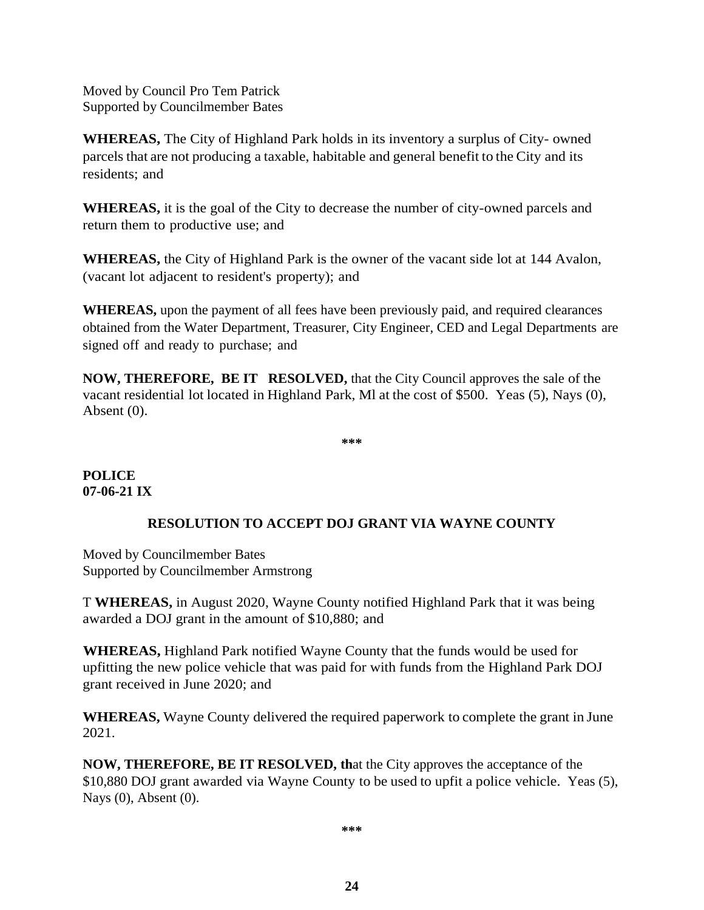Moved by Council Pro Tem Patrick
Supported by Councilmember Bates

**WHEREAS,** The City of Highland Park holds in its inventory a surplus of City- owned parcels that are not producing a taxable, habitable and general benefit to the City and its residents; and

**WHEREAS,** it is the goal of the City to decrease the number of city-owned parcels and return them to productive use; and

**WHEREAS,** the City of Highland Park is the owner of the vacant side lot at 144 Avalon, (vacant lot adjacent to resident's property); and

**WHEREAS,** upon the payment of all fees have been previously paid, and required clearances obtained from the Water Department, Treasurer, City Engineer, CED and Legal Departments are signed off and ready to purchase; and

**NOW, THEREFORE, BE IT RESOLVED,** that the City Council approves the sale of the vacant residential lot located in Highland Park, Ml at the cost of $500. Yeas (5), Nays (0), Absent (0).

***

**POLICE**
**07-06-21 IX**

### RESOLUTION TO ACCEPT DOJ GRANT VIA WAYNE COUNTY

Moved by Councilmember Bates
Supported by Councilmember Armstrong

T **WHEREAS,** in August 2020, Wayne County notified Highland Park that it was being awarded a DOJ grant in the amount of $10,880; and

**WHEREAS,** Highland Park notified Wayne County that the funds would be used for upfitting the new police vehicle that was paid for with funds from the Highland Park DOJ grant received in June 2020; and

**WHEREAS,** Wayne County delivered the required paperwork to complete the grant in June 2021.

**NOW, THEREFORE, BE IT RESOLVED, th**at the City approves the acceptance of the $10,880 DOJ grant awarded via Wayne County to be used to upfit a police vehicle. Yeas (5), Nays (0), Absent (0).

***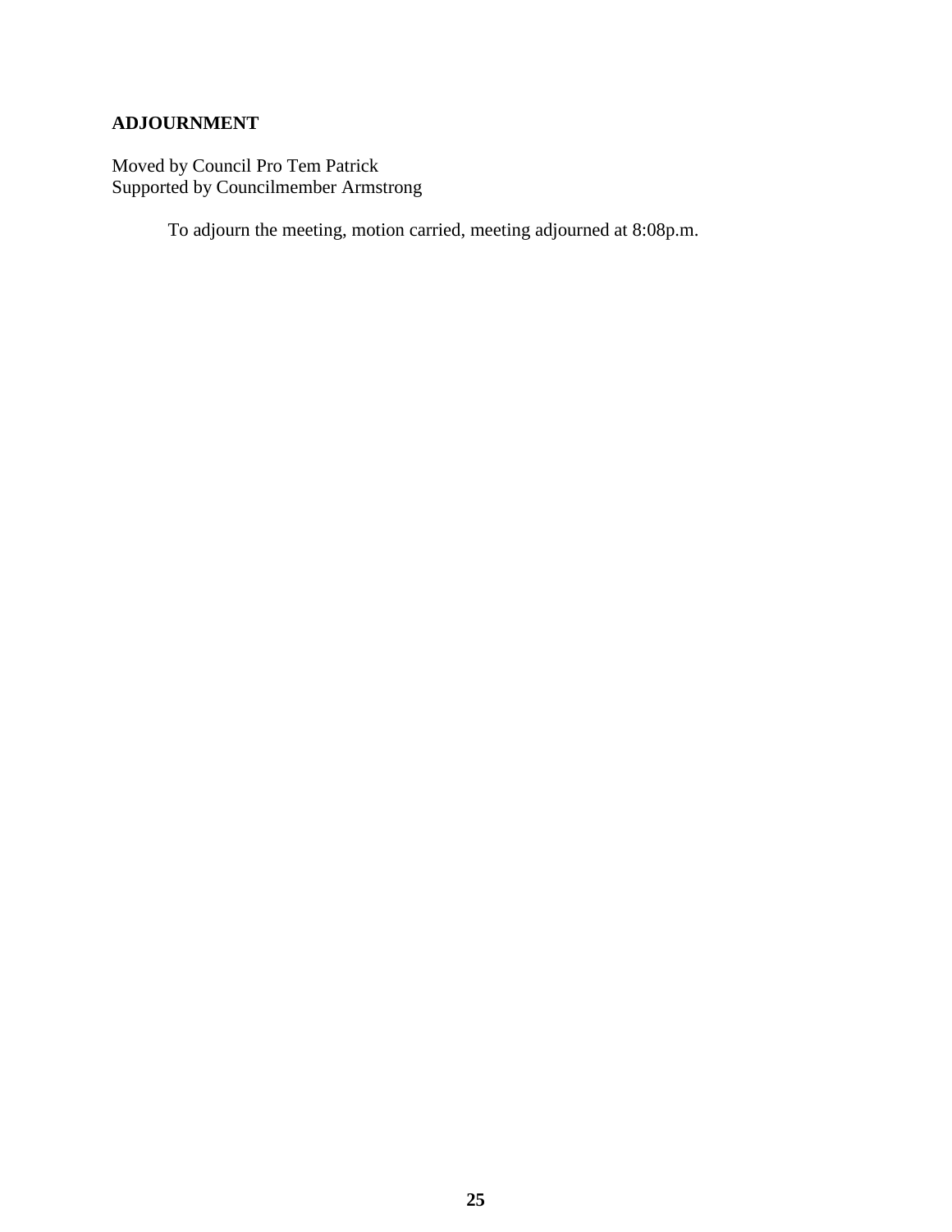**ADJOURNMENT**

Moved by Council Pro Tem Patrick
Supported by Councilmember Armstrong

To adjourn the meeting, motion carried, meeting adjourned at 8:08p.m.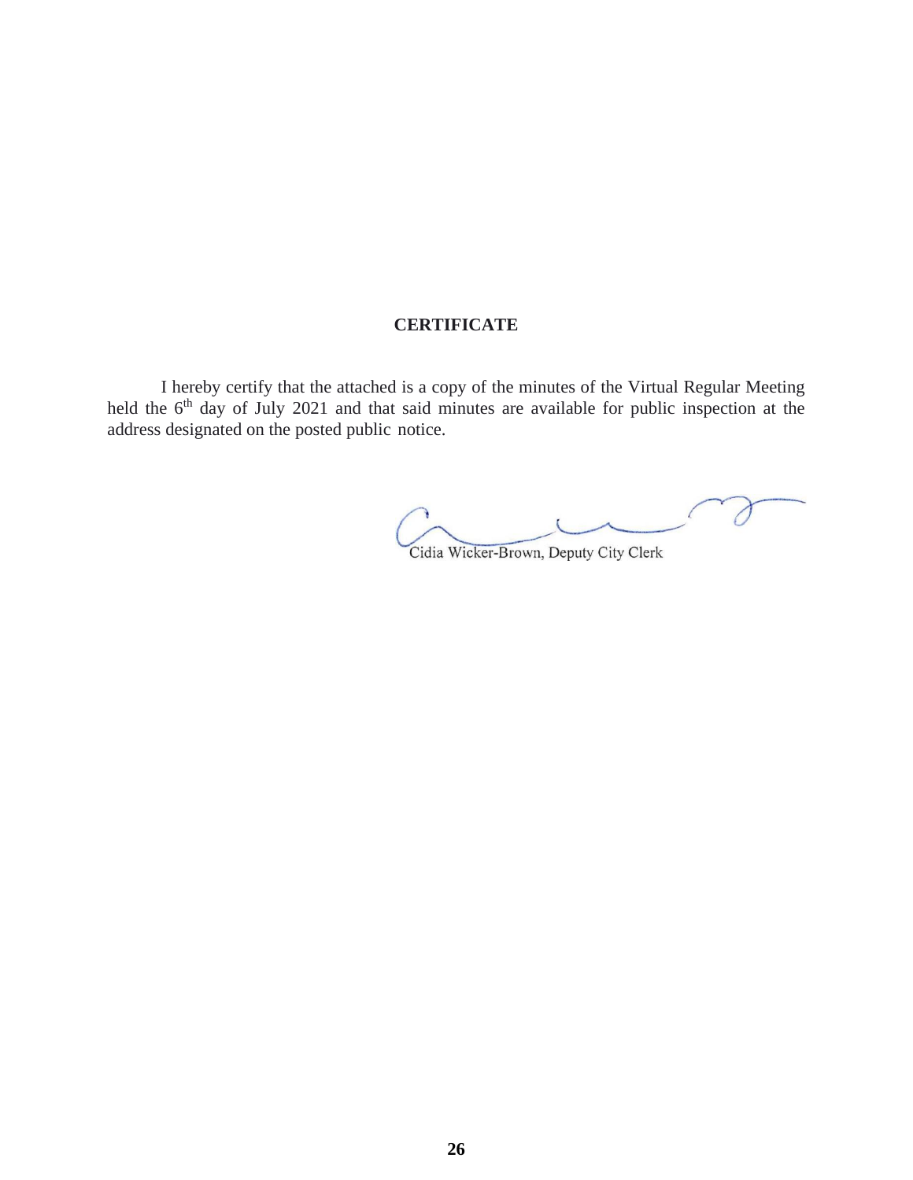**CERTIFICATE**

I hereby certify that the attached is a copy of the minutes of the Virtual Regular Meeting held the 6th day of July 2021 and that said minutes are available for public inspection at the address designated on the posted public notice.

Cidia Wicker-Brown, Deputy City Clerk